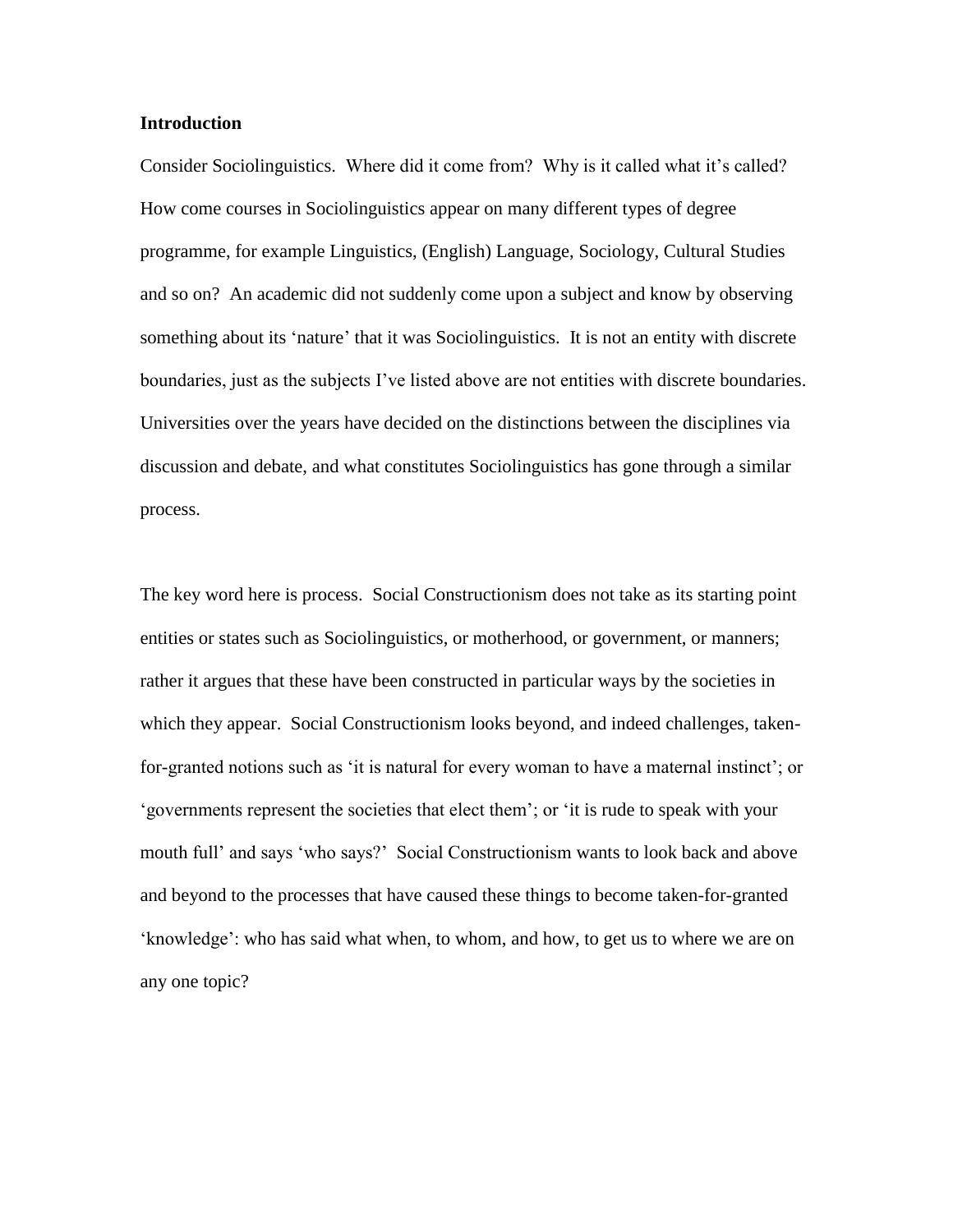## Introduction

Consider Sociolinguistics. Where did it come from? Why is it called what it's called? How come courses in Sociolinguistics appear on many different types of degree programme, for example Linguistics, (English) Language, Sociology, Cultural Studies and so on? An academic did not suddenly come upon a subject and know by observing something about its 'nature' that it was Sociolinguistics. It is not an entity with discrete boundaries, just as the subjects I've listed above are not entities with discrete boundaries. Universities over the years have decided on the distinctions between the disciplines via discussion and debate, and what constitutes Sociolinguistics has gone through a similar process.

The key word here is process. Social Constructionism does not take as its starting point entities or states such as Sociolinguistics, or motherhood, or government, or manners; rather it argues that these have been constructed in particular ways by the societies in which they appear. Social Constructionism looks beyond, and indeed challenges, taken-for-granted notions such as 'it is natural for every woman to have a maternal instinct'; or 'governments represent the societies that elect them'; or 'it is rude to speak with your mouth full' and says 'who says?' Social Constructionism wants to look back and above and beyond to the processes that have caused these things to become taken-for-granted 'knowledge': who has said what when, to whom, and how, to get us to where we are on any one topic?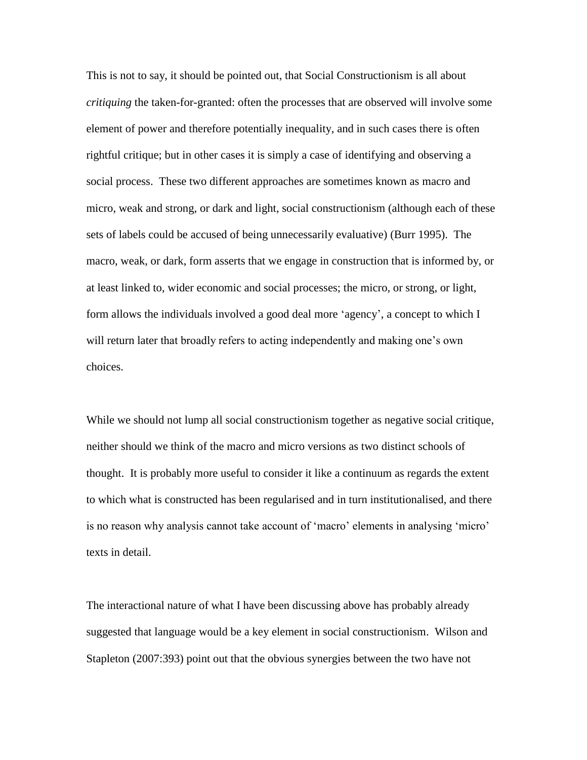This is not to say, it should be pointed out, that Social Constructionism is all about *critiquing* the taken-for-granted: often the processes that are observed will involve some element of power and therefore potentially inequality, and in such cases there is often rightful critique; but in other cases it is simply a case of identifying and observing a social process. These two different approaches are sometimes known as macro and micro, weak and strong, or dark and light, social constructionism (although each of these sets of labels could be accused of being unnecessarily evaluative) (Burr 1995). The macro, weak, or dark, form asserts that we engage in construction that is informed by, or at least linked to, wider economic and social processes; the micro, or strong, or light, form allows the individuals involved a good deal more 'agency', a concept to which I will return later that broadly refers to acting independently and making one's own choices.

While we should not lump all social constructionism together as negative social critique, neither should we think of the macro and micro versions as two distinct schools of thought. It is probably more useful to consider it like a continuum as regards the extent to which what is constructed has been regularised and in turn institutionalised, and there is no reason why analysis cannot take account of 'macro' elements in analysing 'micro' texts in detail.

The interactional nature of what I have been discussing above has probably already suggested that language would be a key element in social constructionism. Wilson and Stapleton (2007:393) point out that the obvious synergies between the two have not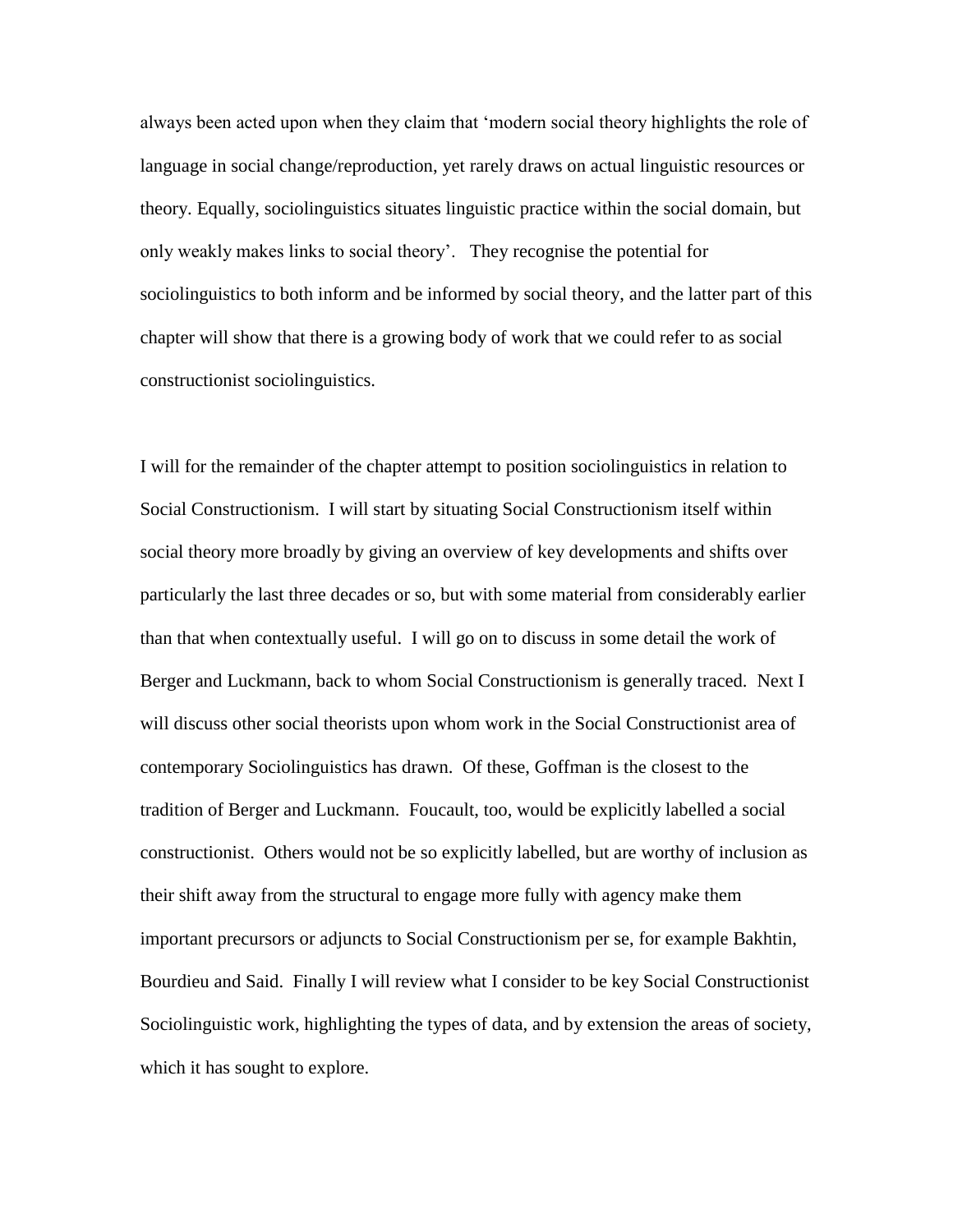always been acted upon when they claim that 'modern social theory highlights the role of language in social change/reproduction, yet rarely draws on actual linguistic resources or theory. Equally, sociolinguistics situates linguistic practice within the social domain, but only weakly makes links to social theory'.  They recognise the potential for sociolinguistics to both inform and be informed by social theory, and the latter part of this chapter will show that there is a growing body of work that we could refer to as social constructionist sociolinguistics.

I will for the remainder of the chapter attempt to position sociolinguistics in relation to Social Constructionism.  I will start by situating Social Constructionism itself within social theory more broadly by giving an overview of key developments and shifts over particularly the last three decades or so, but with some material from considerably earlier than that when contextually useful.  I will go on to discuss in some detail the work of Berger and Luckmann, back to whom Social Constructionism is generally traced.  Next I will discuss other social theorists upon whom work in the Social Constructionist area of contemporary Sociolinguistics has drawn.  Of these, Goffman is the closest to the tradition of Berger and Luckmann.  Foucault, too, would be explicitly labelled a social constructionist.  Others would not be so explicitly labelled, but are worthy of inclusion as their shift away from the structural to engage more fully with agency make them important precursors or adjuncts to Social Constructionism per se, for example Bakhtin, Bourdieu and Said.  Finally I will review what I consider to be key Social Constructionist Sociolinguistic work, highlighting the types of data, and by extension the areas of society, which it has sought to explore.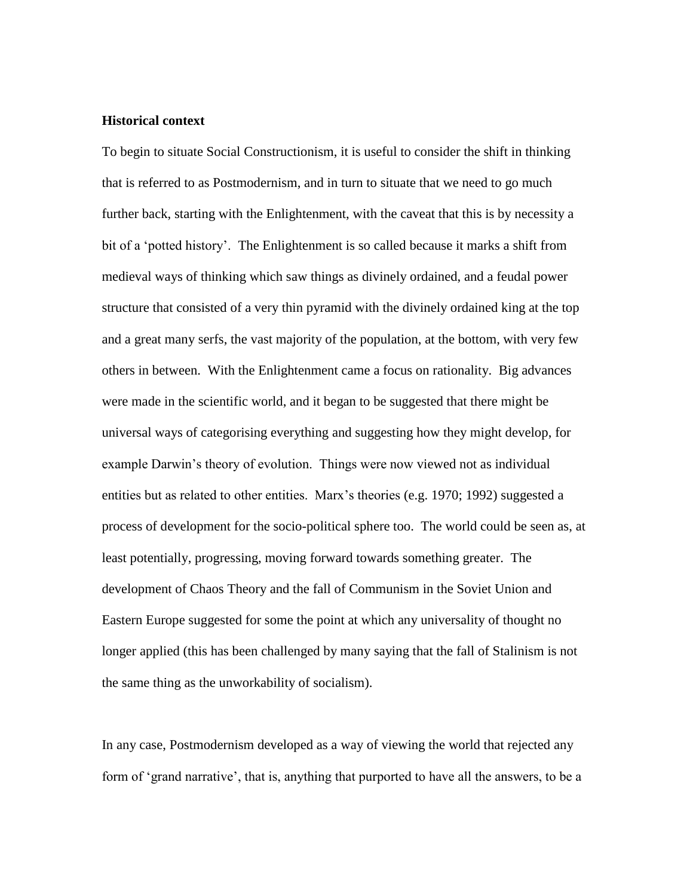### Historical context

To begin to situate Social Constructionism, it is useful to consider the shift in thinking that is referred to as Postmodernism, and in turn to situate that we need to go much further back, starting with the Enlightenment, with the caveat that this is by necessity a bit of a 'potted history'. The Enlightenment is so called because it marks a shift from medieval ways of thinking which saw things as divinely ordained, and a feudal power structure that consisted of a very thin pyramid with the divinely ordained king at the top and a great many serfs, the vast majority of the population, at the bottom, with very few others in between. With the Enlightenment came a focus on rationality. Big advances were made in the scientific world, and it began to be suggested that there might be universal ways of categorising everything and suggesting how they might develop, for example Darwin's theory of evolution. Things were now viewed not as individual entities but as related to other entities. Marx's theories (e.g. 1970; 1992) suggested a process of development for the socio-political sphere too. The world could be seen as, at least potentially, progressing, moving forward towards something greater. The development of Chaos Theory and the fall of Communism in the Soviet Union and Eastern Europe suggested for some the point at which any universality of thought no longer applied (this has been challenged by many saying that the fall of Stalinism is not the same thing as the unworkability of socialism).

In any case, Postmodernism developed as a way of viewing the world that rejected any form of 'grand narrative', that is, anything that purported to have all the answers, to be a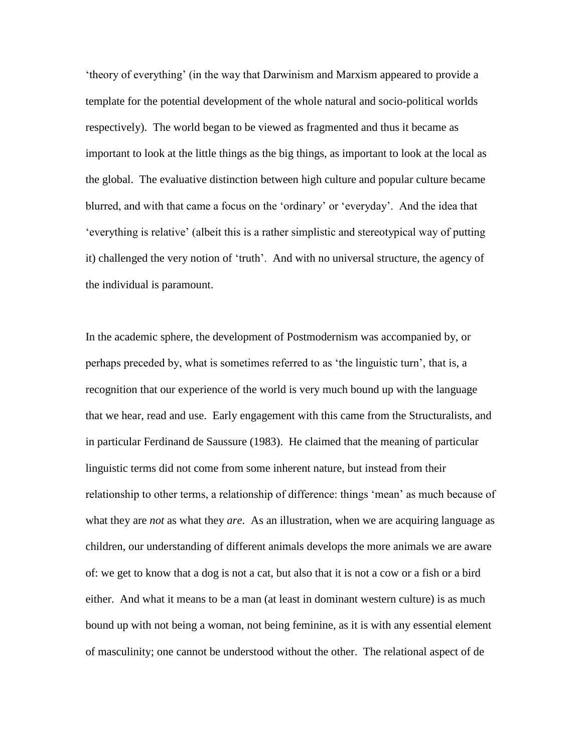'theory of everything' (in the way that Darwinism and Marxism appeared to provide a template for the potential development of the whole natural and socio-political worlds respectively). The world began to be viewed as fragmented and thus it became as important to look at the little things as the big things, as important to look at the local as the global. The evaluative distinction between high culture and popular culture became blurred, and with that came a focus on the 'ordinary' or 'everyday'. And the idea that 'everything is relative' (albeit this is a rather simplistic and stereotypical way of putting it) challenged the very notion of 'truth'. And with no universal structure, the agency of the individual is paramount.

In the academic sphere, the development of Postmodernism was accompanied by, or perhaps preceded by, what is sometimes referred to as 'the linguistic turn', that is, a recognition that our experience of the world is very much bound up with the language that we hear, read and use. Early engagement with this came from the Structuralists, and in particular Ferdinand de Saussure (1983). He claimed that the meaning of particular linguistic terms did not come from some inherent nature, but instead from their relationship to other terms, a relationship of difference: things 'mean' as much because of what they are *not* as what they *are*. As an illustration, when we are acquiring language as children, our understanding of different animals develops the more animals we are aware of: we get to know that a dog is not a cat, but also that it is not a cow or a fish or a bird either. And what it means to be a man (at least in dominant western culture) is as much bound up with not being a woman, not being feminine, as it is with any essential element of masculinity; one cannot be understood without the other. The relational aspect of de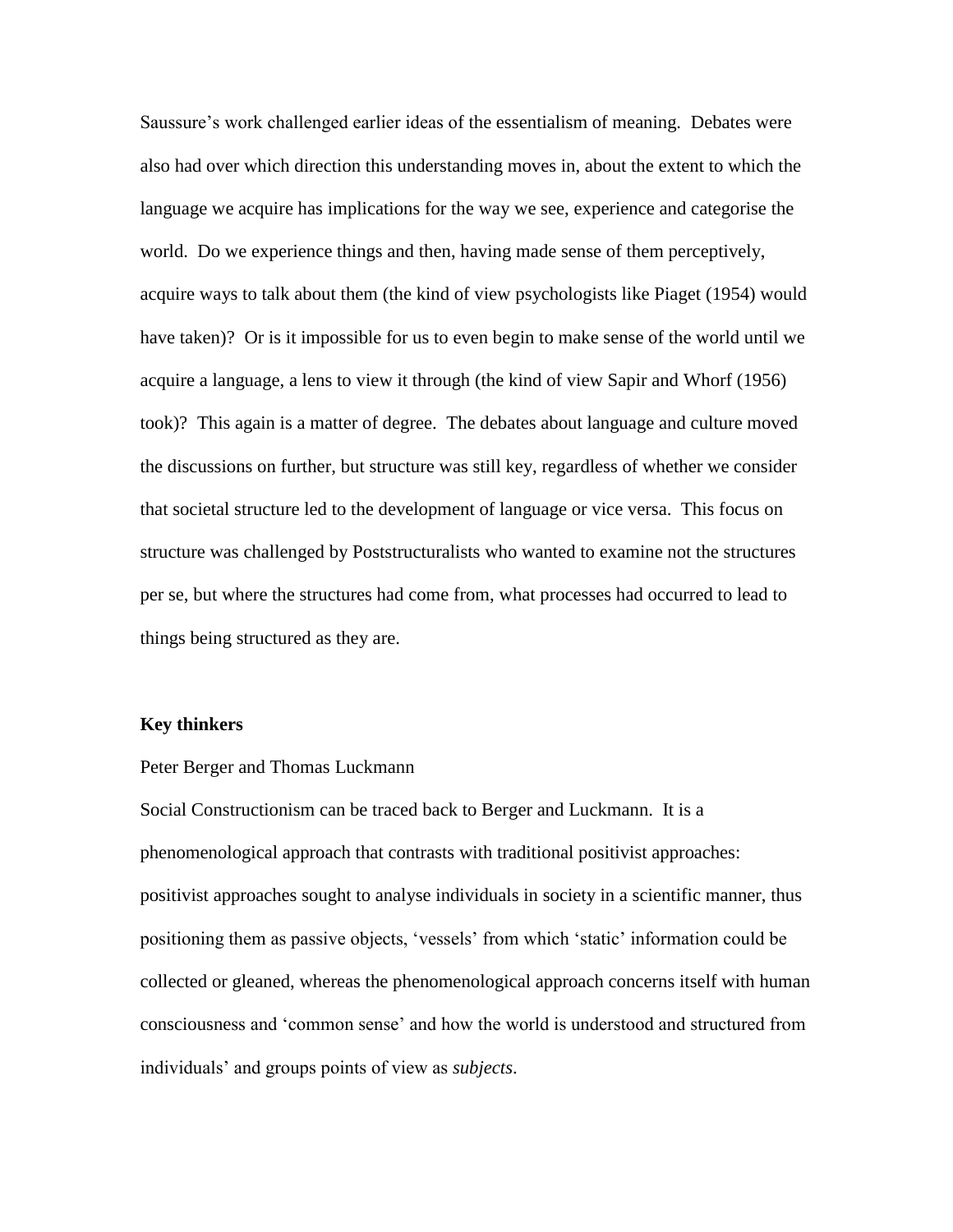Saussure's work challenged earlier ideas of the essentialism of meaning. Debates were also had over which direction this understanding moves in, about the extent to which the language we acquire has implications for the way we see, experience and categorise the world. Do we experience things and then, having made sense of them perceptively, acquire ways to talk about them (the kind of view psychologists like Piaget (1954) would have taken)? Or is it impossible for us to even begin to make sense of the world until we acquire a language, a lens to view it through (the kind of view Sapir and Whorf (1956) took)? This again is a matter of degree. The debates about language and culture moved the discussions on further, but structure was still key, regardless of whether we consider that societal structure led to the development of language or vice versa. This focus on structure was challenged by Poststructuralists who wanted to examine not the structures per se, but where the structures had come from, what processes had occurred to lead to things being structured as they are.

**Key thinkers**

Peter Berger and Thomas Luckmann

Social Constructionism can be traced back to Berger and Luckmann. It is a phenomenological approach that contrasts with traditional positivist approaches: positivist approaches sought to analyse individuals in society in a scientific manner, thus positioning them as passive objects, 'vessels' from which 'static' information could be collected or gleaned, whereas the phenomenological approach concerns itself with human consciousness and 'common sense' and how the world is understood and structured from individuals' and groups points of view as *subjects*.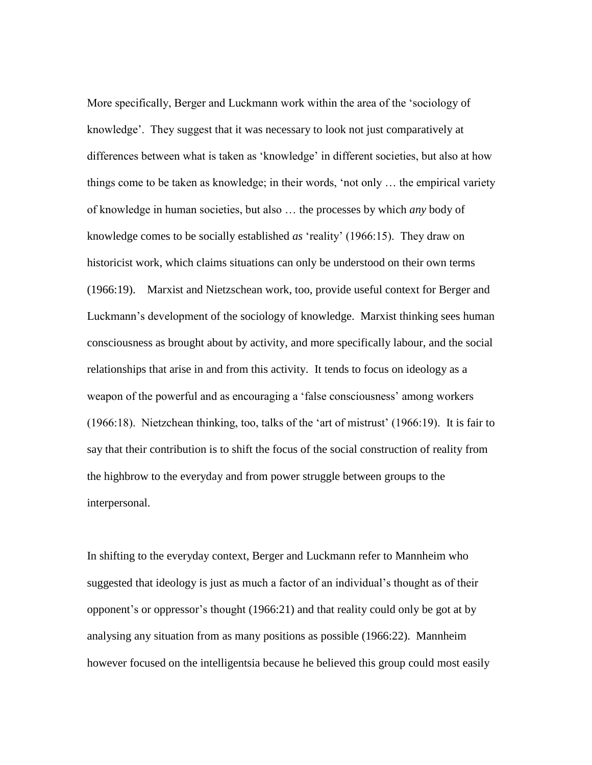More specifically, Berger and Luckmann work within the area of the 'sociology of knowledge'. They suggest that it was necessary to look not just comparatively at differences between what is taken as 'knowledge' in different societies, but also at how things come to be taken as knowledge; in their words, 'not only … the empirical variety of knowledge in human societies, but also … the processes by which *any* body of knowledge comes to be socially established *as* 'reality' (1966:15). They draw on historicist work, which claims situations can only be understood on their own terms (1966:19). Marxist and Nietzschean work, too, provide useful context for Berger and Luckmann's development of the sociology of knowledge. Marxist thinking sees human consciousness as brought about by activity, and more specifically labour, and the social relationships that arise in and from this activity. It tends to focus on ideology as a weapon of the powerful and as encouraging a 'false consciousness' among workers (1966:18). Nietzchean thinking, too, talks of the 'art of mistrust' (1966:19). It is fair to say that their contribution is to shift the focus of the social construction of reality from the highbrow to the everyday and from power struggle between groups to the interpersonal.

In shifting to the everyday context, Berger and Luckmann refer to Mannheim who suggested that ideology is just as much a factor of an individual's thought as of their opponent's or oppressor's thought (1966:21) and that reality could only be got at by analysing any situation from as many positions as possible (1966:22). Mannheim however focused on the intelligentsia because he believed this group could most easily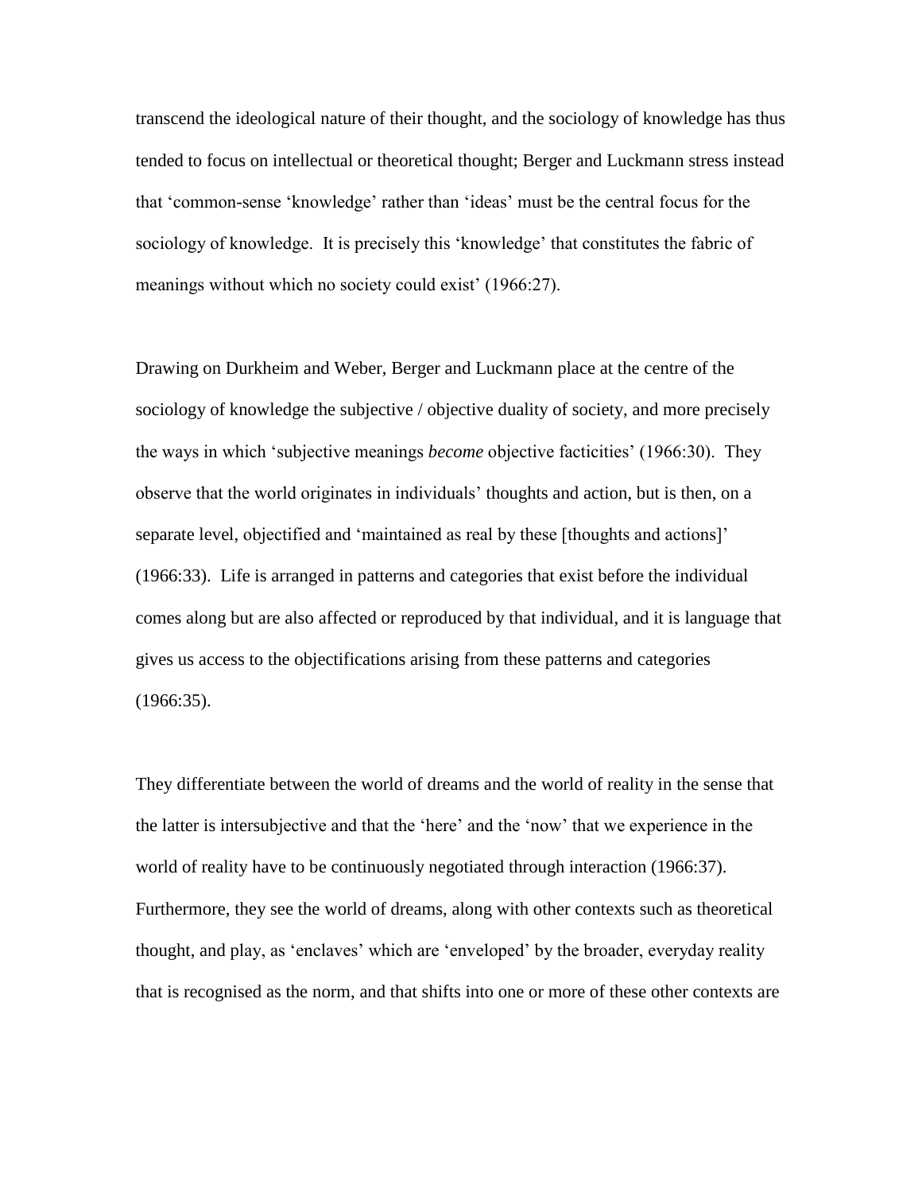transcend the ideological nature of their thought, and the sociology of knowledge has thus tended to focus on intellectual or theoretical thought; Berger and Luckmann stress instead that 'common-sense 'knowledge' rather than 'ideas' must be the central focus for the sociology of knowledge. It is precisely this 'knowledge' that constitutes the fabric of meanings without which no society could exist' (1966:27).

Drawing on Durkheim and Weber, Berger and Luckmann place at the centre of the sociology of knowledge the subjective / objective duality of society, and more precisely the ways in which 'subjective meanings *become* objective facticities' (1966:30). They observe that the world originates in individuals' thoughts and action, but is then, on a separate level, objectified and 'maintained as real by these [thoughts and actions]' (1966:33). Life is arranged in patterns and categories that exist before the individual comes along but are also affected or reproduced by that individual, and it is language that gives us access to the objectifications arising from these patterns and categories (1966:35).

They differentiate between the world of dreams and the world of reality in the sense that the latter is intersubjective and that the 'here' and the 'now' that we experience in the world of reality have to be continuously negotiated through interaction (1966:37). Furthermore, they see the world of dreams, along with other contexts such as theoretical thought, and play, as 'enclaves' which are 'enveloped' by the broader, everyday reality that is recognised as the norm, and that shifts into one or more of these other contexts are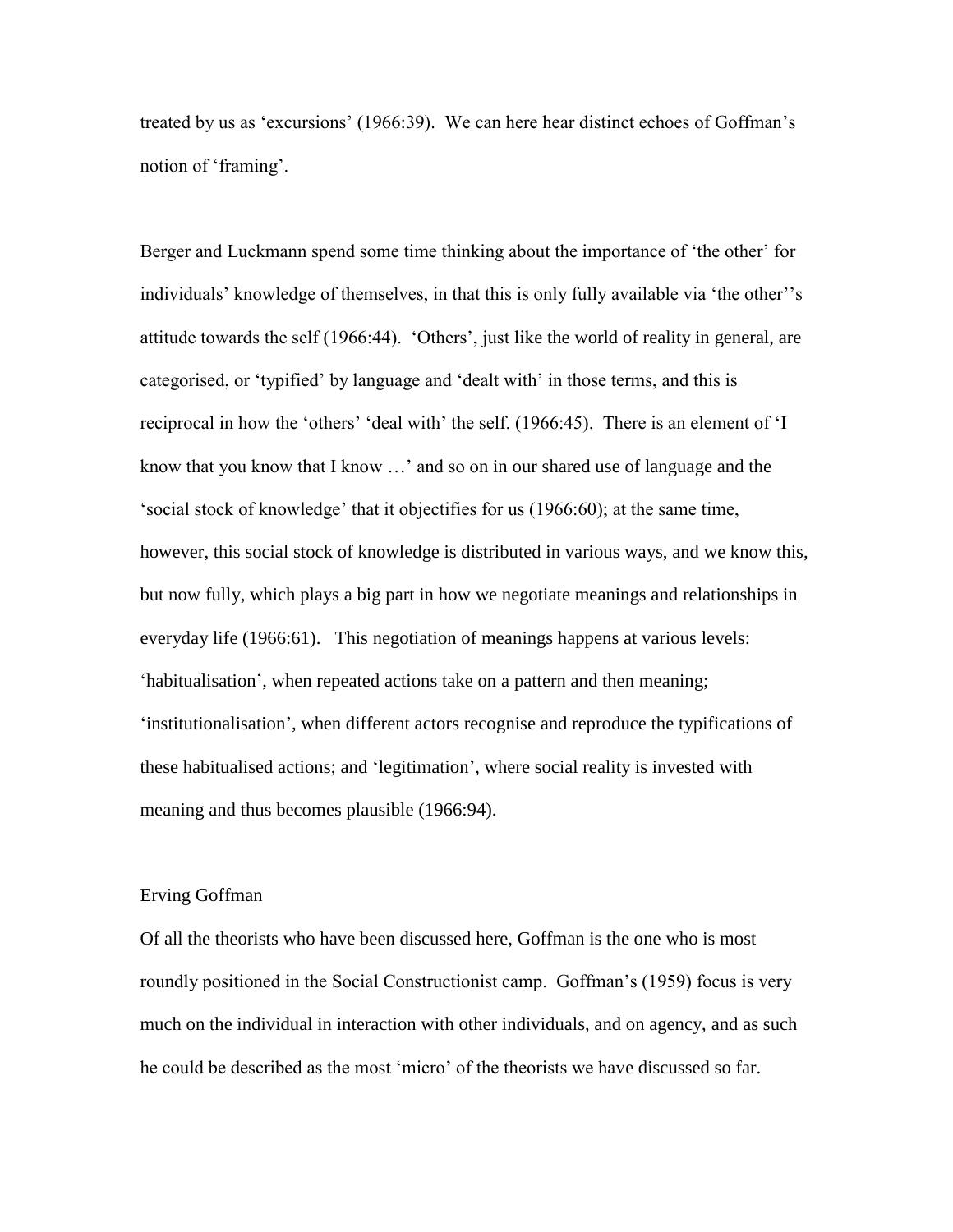treated by us as 'excursions' (1966:39). We can here hear distinct echoes of Goffman's notion of 'framing'.

Berger and Luckmann spend some time thinking about the importance of 'the other' for individuals' knowledge of themselves, in that this is only fully available via 'the other''s attitude towards the self (1966:44). 'Others', just like the world of reality in general, are categorised, or 'typified' by language and 'dealt with' in those terms, and this is reciprocal in how the 'others' 'deal with' the self. (1966:45). There is an element of 'I know that you know that I know …' and so on in our shared use of language and the 'social stock of knowledge' that it objectifies for us (1966:60); at the same time, however, this social stock of knowledge is distributed in various ways, and we know this, but now fully, which plays a big part in how we negotiate meanings and relationships in everyday life (1966:61). This negotiation of meanings happens at various levels: 'habitualisation', when repeated actions take on a pattern and then meaning; 'institutionalisation', when different actors recognise and reproduce the typifications of these habitualised actions; and 'legitimation', where social reality is invested with meaning and thus becomes plausible (1966:94).

## Erving Goffman

Of all the theorists who have been discussed here, Goffman is the one who is most roundly positioned in the Social Constructionist camp. Goffman's (1959) focus is very much on the individual in interaction with other individuals, and on agency, and as such he could be described as the most 'micro' of the theorists we have discussed so far.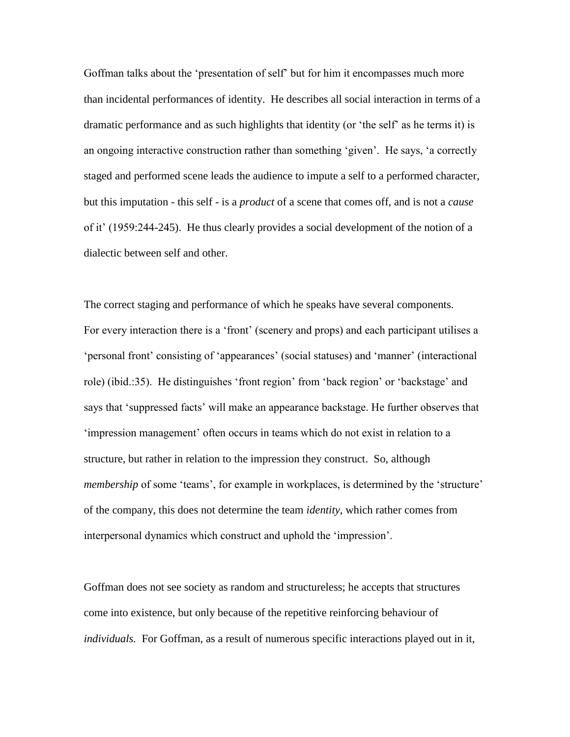Goffman talks about the 'presentation of self' but for him it encompasses much more than incidental performances of identity. He describes all social interaction in terms of a dramatic performance and as such highlights that identity (or 'the self' as he terms it) is an ongoing interactive construction rather than something 'given'. He says, 'a correctly staged and performed scene leads the audience to impute a self to a performed character, but this imputation - this self - is a *product* of a scene that comes off, and is not a *cause* of it' (1959:244-245). He thus clearly provides a social development of the notion of a dialectic between self and other.

The correct staging and performance of which he speaks have several components. For every interaction there is a 'front' (scenery and props) and each participant utilises a 'personal front' consisting of 'appearances' (social statuses) and 'manner' (interactional role) (ibid.:35). He distinguishes 'front region' from 'back region' or 'backstage' and says that 'suppressed facts' will make an appearance backstage. He further observes that 'impression management' often occurs in teams which do not exist in relation to a structure, but rather in relation to the impression they construct. So, although *membership* of some 'teams', for example in workplaces, is determined by the 'structure' of the company, this does not determine the team *identity*, which rather comes from interpersonal dynamics which construct and uphold the 'impression'.

Goffman does not see society as random and structureless; he accepts that structures come into existence, but only because of the repetitive reinforcing behaviour of *individuals*. For Goffman, as a result of numerous specific interactions played out in it,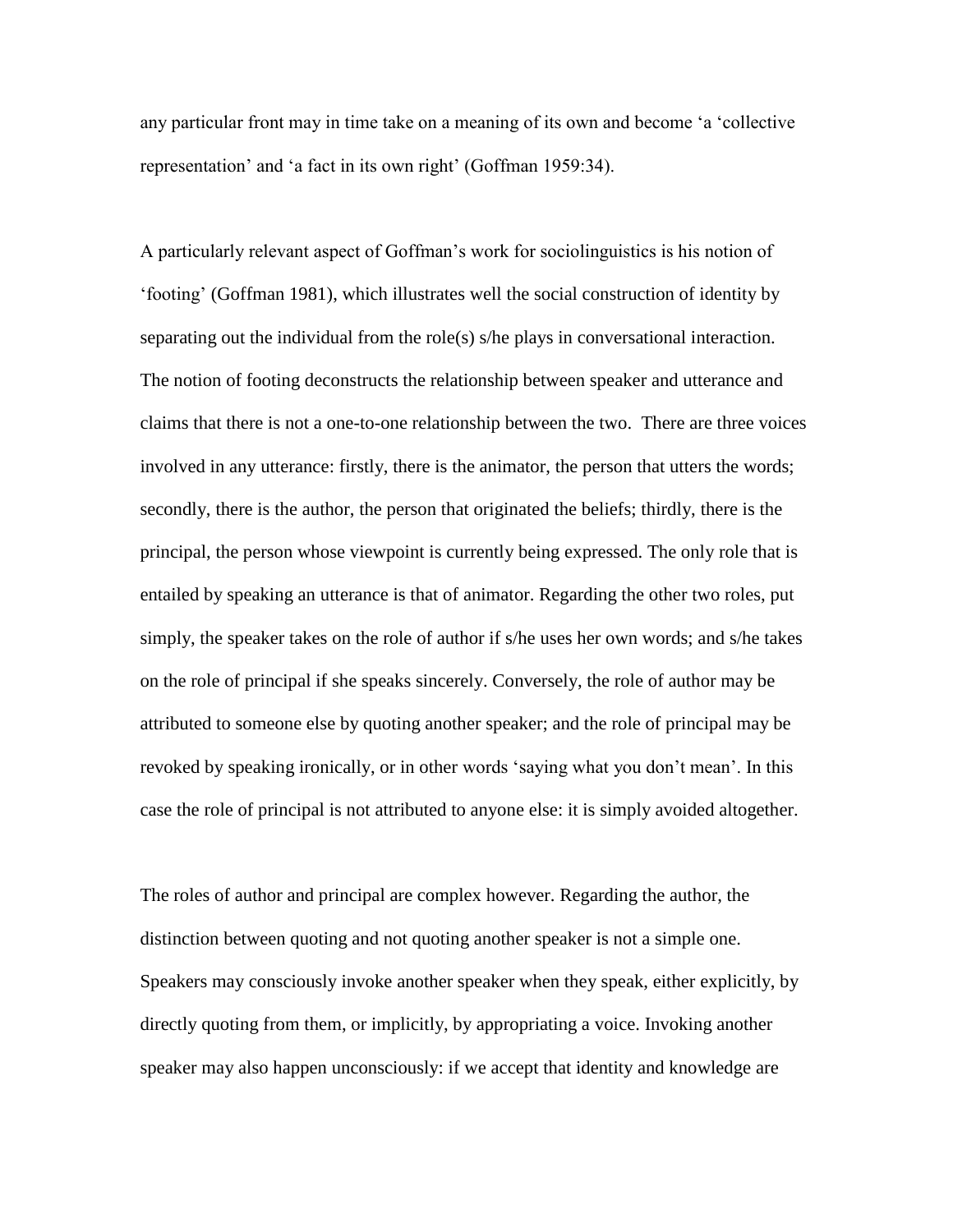any particular front may in time take on a meaning of its own and become 'a 'collective representation' and 'a fact in its own right' (Goffman 1959:34).

A particularly relevant aspect of Goffman's work for sociolinguistics is his notion of 'footing' (Goffman 1981), which illustrates well the social construction of identity by separating out the individual from the role(s) s/he plays in conversational interaction. The notion of footing deconstructs the relationship between speaker and utterance and claims that there is not a one-to-one relationship between the two. There are three voices involved in any utterance: firstly, there is the animator, the person that utters the words; secondly, there is the author, the person that originated the beliefs; thirdly, there is the principal, the person whose viewpoint is currently being expressed. The only role that is entailed by speaking an utterance is that of animator. Regarding the other two roles, put simply, the speaker takes on the role of author if s/he uses her own words; and s/he takes on the role of principal if she speaks sincerely. Conversely, the role of author may be attributed to someone else by quoting another speaker; and the role of principal may be revoked by speaking ironically, or in other words 'saying what you don't mean'. In this case the role of principal is not attributed to anyone else: it is simply avoided altogether.

The roles of author and principal are complex however. Regarding the author, the distinction between quoting and not quoting another speaker is not a simple one. Speakers may consciously invoke another speaker when they speak, either explicitly, by directly quoting from them, or implicitly, by appropriating a voice. Invoking another speaker may also happen unconsciously: if we accept that identity and knowledge are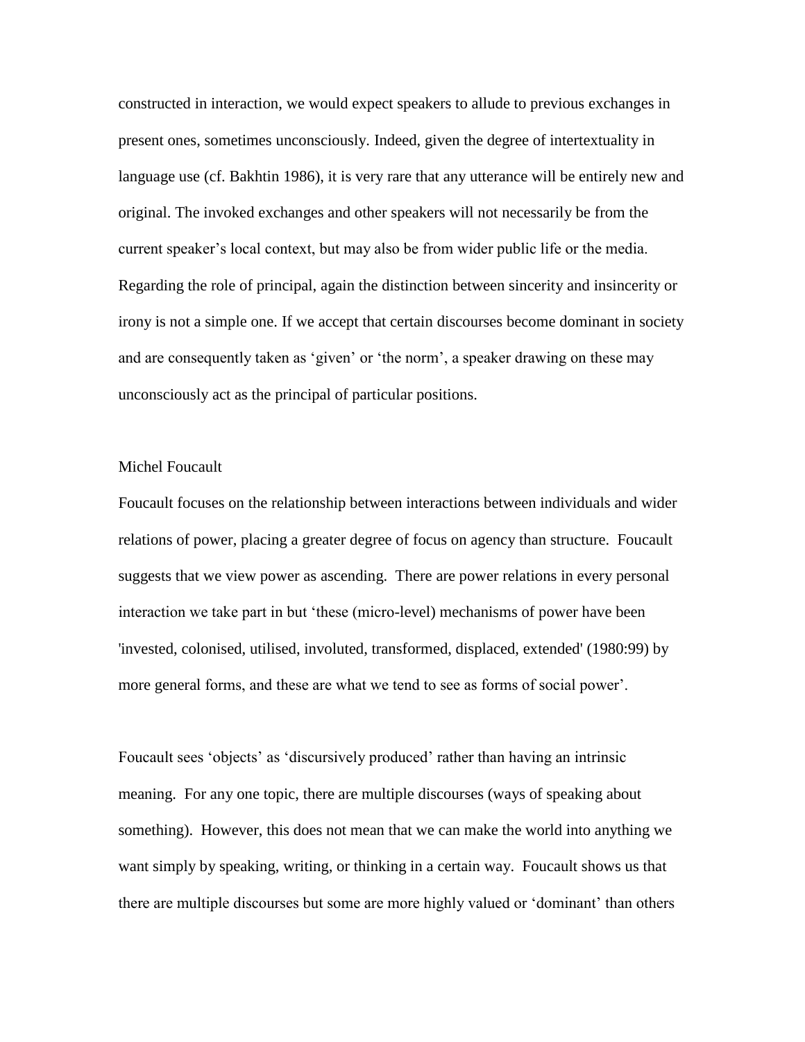constructed in interaction, we would expect speakers to allude to previous exchanges in present ones, sometimes unconsciously. Indeed, given the degree of intertextuality in language use (cf. Bakhtin 1986), it is very rare that any utterance will be entirely new and original. The invoked exchanges and other speakers will not necessarily be from the current speaker's local context, but may also be from wider public life or the media. Regarding the role of principal, again the distinction between sincerity and insincerity or irony is not a simple one. If we accept that certain discourses become dominant in society and are consequently taken as 'given' or 'the norm', a speaker drawing on these may unconsciously act as the principal of particular positions.

## Michel Foucault

Foucault focuses on the relationship between interactions between individuals and wider relations of power, placing a greater degree of focus on agency than structure. Foucault suggests that we view power as ascending. There are power relations in every personal interaction we take part in but 'these (micro-level) mechanisms of power have been 'invested, colonised, utilised, involuted, transformed, displaced, extended' (1980:99) by more general forms, and these are what we tend to see as forms of social power'.

Foucault sees 'objects' as 'discursively produced' rather than having an intrinsic meaning. For any one topic, there are multiple discourses (ways of speaking about something). However, this does not mean that we can make the world into anything we want simply by speaking, writing, or thinking in a certain way. Foucault shows us that there are multiple discourses but some are more highly valued or 'dominant' than others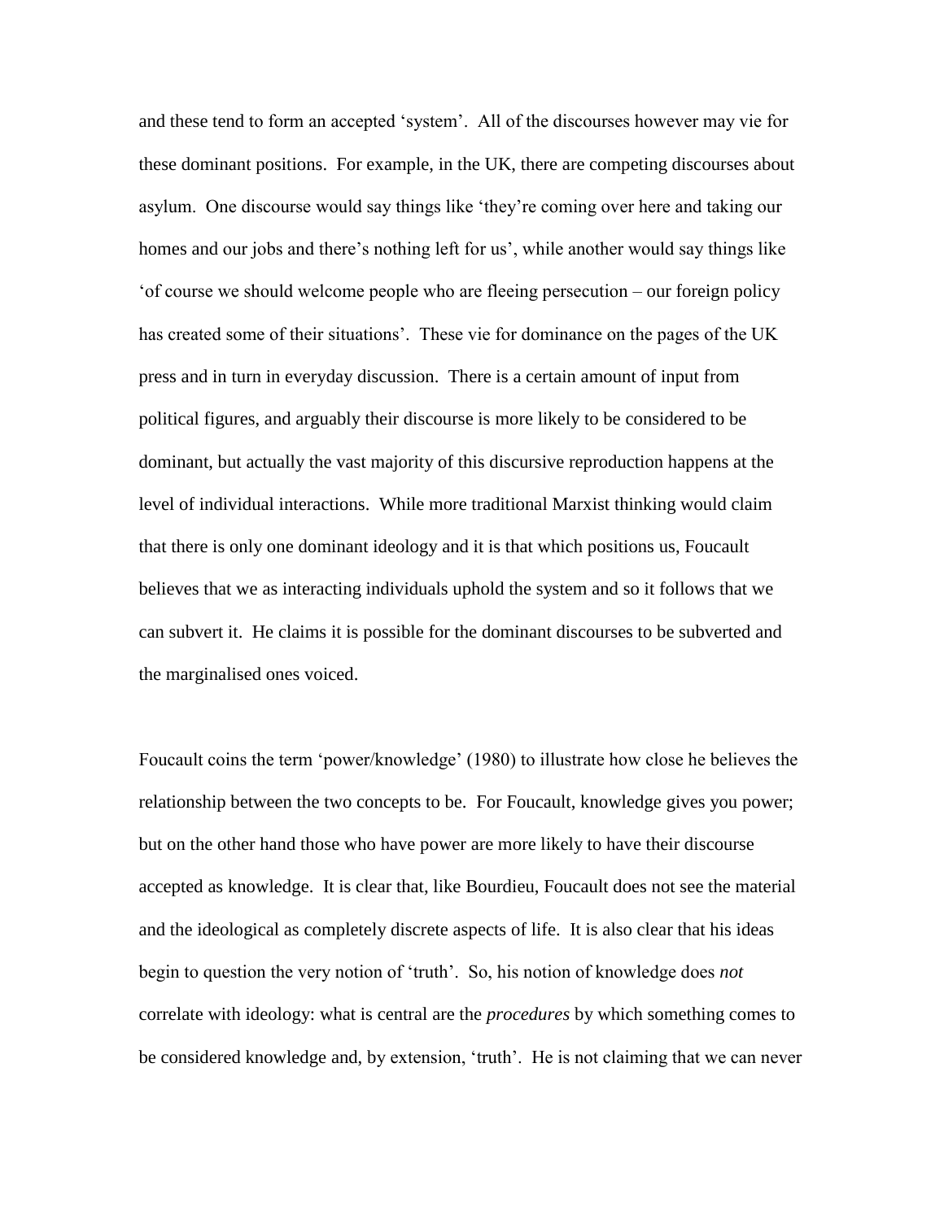and these tend to form an accepted 'system'. All of the discourses however may vie for these dominant positions. For example, in the UK, there are competing discourses about asylum. One discourse would say things like 'they're coming over here and taking our homes and our jobs and there's nothing left for us', while another would say things like 'of course we should welcome people who are fleeing persecution – our foreign policy has created some of their situations'. These vie for dominance on the pages of the UK press and in turn in everyday discussion. There is a certain amount of input from political figures, and arguably their discourse is more likely to be considered to be dominant, but actually the vast majority of this discursive reproduction happens at the level of individual interactions. While more traditional Marxist thinking would claim that there is only one dominant ideology and it is that which positions us, Foucault believes that we as interacting individuals uphold the system and so it follows that we can subvert it. He claims it is possible for the dominant discourses to be subverted and the marginalised ones voiced.

Foucault coins the term 'power/knowledge' (1980) to illustrate how close he believes the relationship between the two concepts to be. For Foucault, knowledge gives you power; but on the other hand those who have power are more likely to have their discourse accepted as knowledge. It is clear that, like Bourdieu, Foucault does not see the material and the ideological as completely discrete aspects of life. It is also clear that his ideas begin to question the very notion of 'truth'. So, his notion of knowledge does *not* correlate with ideology: what is central are the *procedures* by which something comes to be considered knowledge and, by extension, 'truth'. He is not claiming that we can never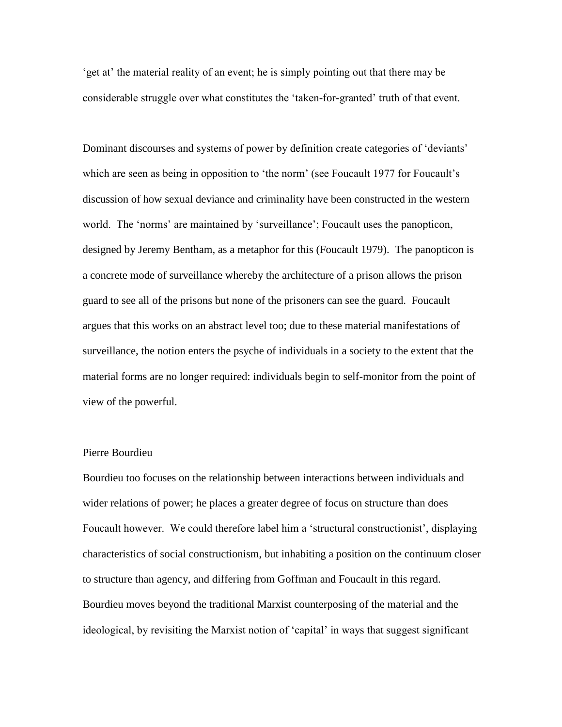'get at' the material reality of an event; he is simply pointing out that there may be considerable struggle over what constitutes the 'taken-for-granted' truth of that event.

Dominant discourses and systems of power by definition create categories of 'deviants' which are seen as being in opposition to 'the norm' (see Foucault 1977 for Foucault's discussion of how sexual deviance and criminality have been constructed in the western world. The 'norms' are maintained by 'surveillance'; Foucault uses the panopticon, designed by Jeremy Bentham, as a metaphor for this (Foucault 1979). The panopticon is a concrete mode of surveillance whereby the architecture of a prison allows the prison guard to see all of the prisons but none of the prisoners can see the guard. Foucault argues that this works on an abstract level too; due to these material manifestations of surveillance, the notion enters the psyche of individuals in a society to the extent that the material forms are no longer required: individuals begin to self-monitor from the point of view of the powerful.

## Pierre Bourdieu

Bourdieu too focuses on the relationship between interactions between individuals and wider relations of power; he places a greater degree of focus on structure than does Foucault however. We could therefore label him a 'structural constructionist', displaying characteristics of social constructionism, but inhabiting a position on the continuum closer to structure than agency, and differing from Goffman and Foucault in this regard. Bourdieu moves beyond the traditional Marxist counterposing of the material and the ideological, by revisiting the Marxist notion of 'capital' in ways that suggest significant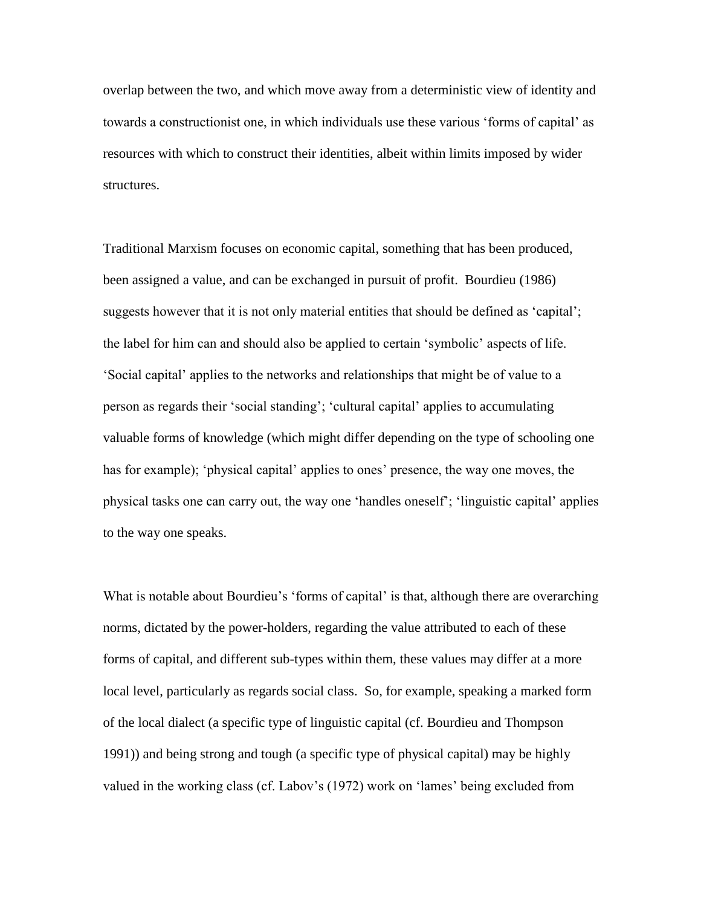overlap between the two, and which move away from a deterministic view of identity and towards a constructionist one, in which individuals use these various 'forms of capital' as resources with which to construct their identities, albeit within limits imposed by wider structures.

Traditional Marxism focuses on economic capital, something that has been produced, been assigned a value, and can be exchanged in pursuit of profit. Bourdieu (1986) suggests however that it is not only material entities that should be defined as 'capital'; the label for him can and should also be applied to certain 'symbolic' aspects of life. 'Social capital' applies to the networks and relationships that might be of value to a person as regards their 'social standing'; 'cultural capital' applies to accumulating valuable forms of knowledge (which might differ depending on the type of schooling one has for example); 'physical capital' applies to ones' presence, the way one moves, the physical tasks one can carry out, the way one 'handles oneself'; 'linguistic capital' applies to the way one speaks.

What is notable about Bourdieu's 'forms of capital' is that, although there are overarching norms, dictated by the power-holders, regarding the value attributed to each of these forms of capital, and different sub-types within them, these values may differ at a more local level, particularly as regards social class. So, for example, speaking a marked form of the local dialect (a specific type of linguistic capital (cf. Bourdieu and Thompson 1991)) and being strong and tough (a specific type of physical capital) may be highly valued in the working class (cf. Labov's (1972) work on 'lames' being excluded from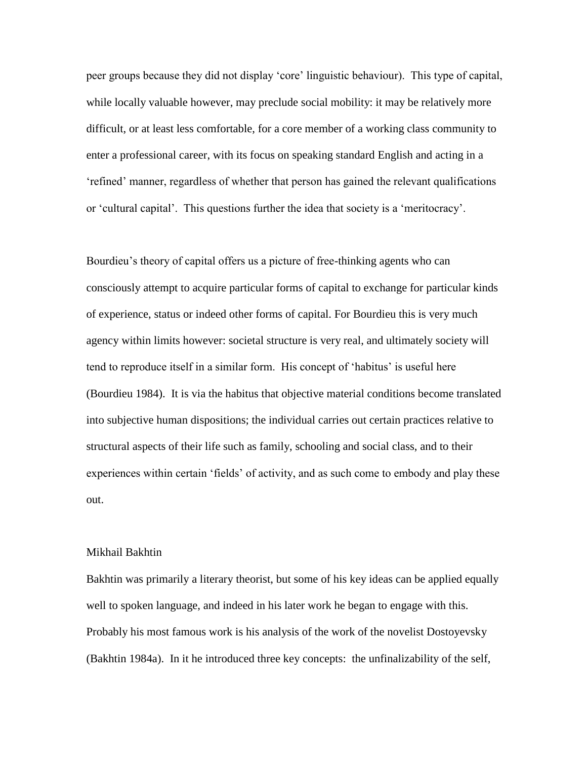peer groups because they did not display ‘core’ linguistic behaviour). This type of capital, while locally valuable however, may preclude social mobility: it may be relatively more difficult, or at least less comfortable, for a core member of a working class community to enter a professional career, with its focus on speaking standard English and acting in a ‘refined’ manner, regardless of whether that person has gained the relevant qualifications or ‘cultural capital’. This questions further the idea that society is a ‘meritocracy’.

Bourdieu’s theory of capital offers us a picture of free-thinking agents who can consciously attempt to acquire particular forms of capital to exchange for particular kinds of experience, status or indeed other forms of capital. For Bourdieu this is very much agency within limits however: societal structure is very real, and ultimately society will tend to reproduce itself in a similar form. His concept of ‘habitus’ is useful here (Bourdieu 1984). It is via the habitus that objective material conditions become translated into subjective human dispositions; the individual carries out certain practices relative to structural aspects of their life such as family, schooling and social class, and to their experiences within certain ‘fields’ of activity, and as such come to embody and play these out.

## Mikhail Bakhtin

Bakhtin was primarily a literary theorist, but some of his key ideas can be applied equally well to spoken language, and indeed in his later work he began to engage with this. Probably his most famous work is his analysis of the work of the novelist Dostoyevsky (Bakhtin 1984a). In it he introduced three key concepts: the unfinalizability of the self,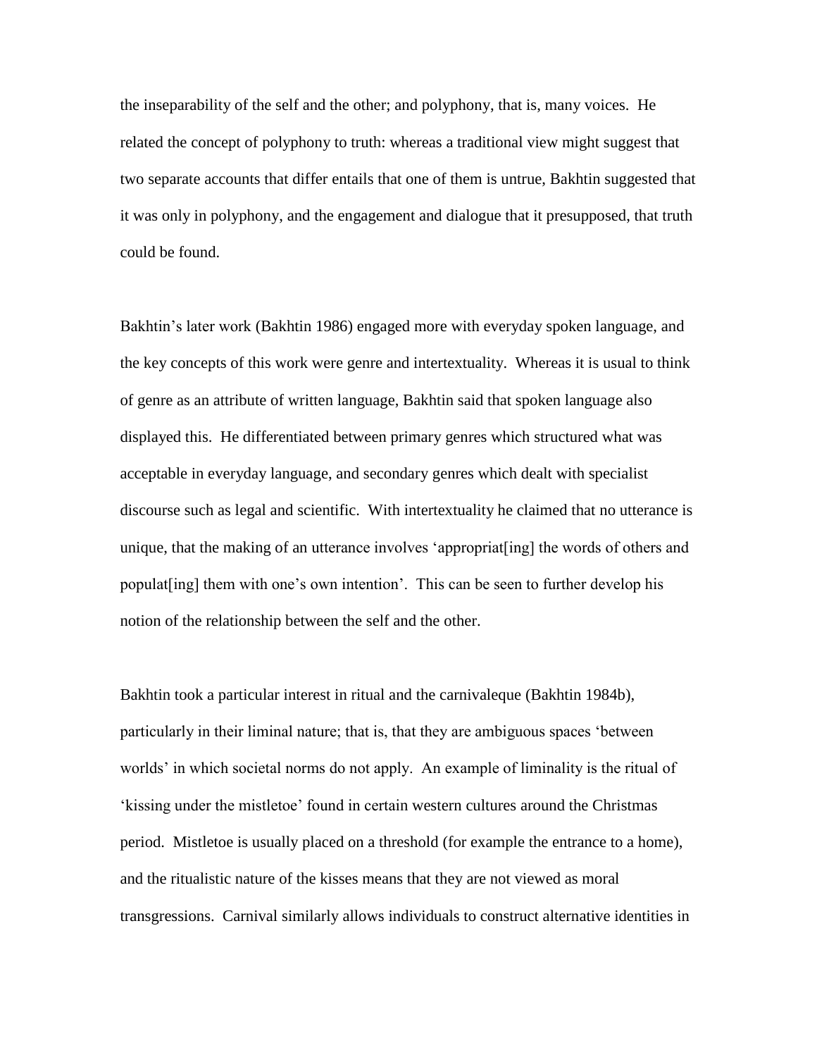the inseparability of the self and the other; and polyphony, that is, many voices. He related the concept of polyphony to truth: whereas a traditional view might suggest that two separate accounts that differ entails that one of them is untrue, Bakhtin suggested that it was only in polyphony, and the engagement and dialogue that it presupposed, that truth could be found.

Bakhtin's later work (Bakhtin 1986) engaged more with everyday spoken language, and the key concepts of this work were genre and intertextuality. Whereas it is usual to think of genre as an attribute of written language, Bakhtin said that spoken language also displayed this. He differentiated between primary genres which structured what was acceptable in everyday language, and secondary genres which dealt with specialist discourse such as legal and scientific. With intertextuality he claimed that no utterance is unique, that the making of an utterance involves 'appropriat[ing] the words of others and populat[ing] them with one's own intention'. This can be seen to further develop his notion of the relationship between the self and the other.

Bakhtin took a particular interest in ritual and the carnivaleque (Bakhtin 1984b), particularly in their liminal nature; that is, that they are ambiguous spaces 'between worlds' in which societal norms do not apply. An example of liminality is the ritual of 'kissing under the mistletoe' found in certain western cultures around the Christmas period. Mistletoe is usually placed on a threshold (for example the entrance to a home), and the ritualistic nature of the kisses means that they are not viewed as moral transgressions. Carnival similarly allows individuals to construct alternative identities in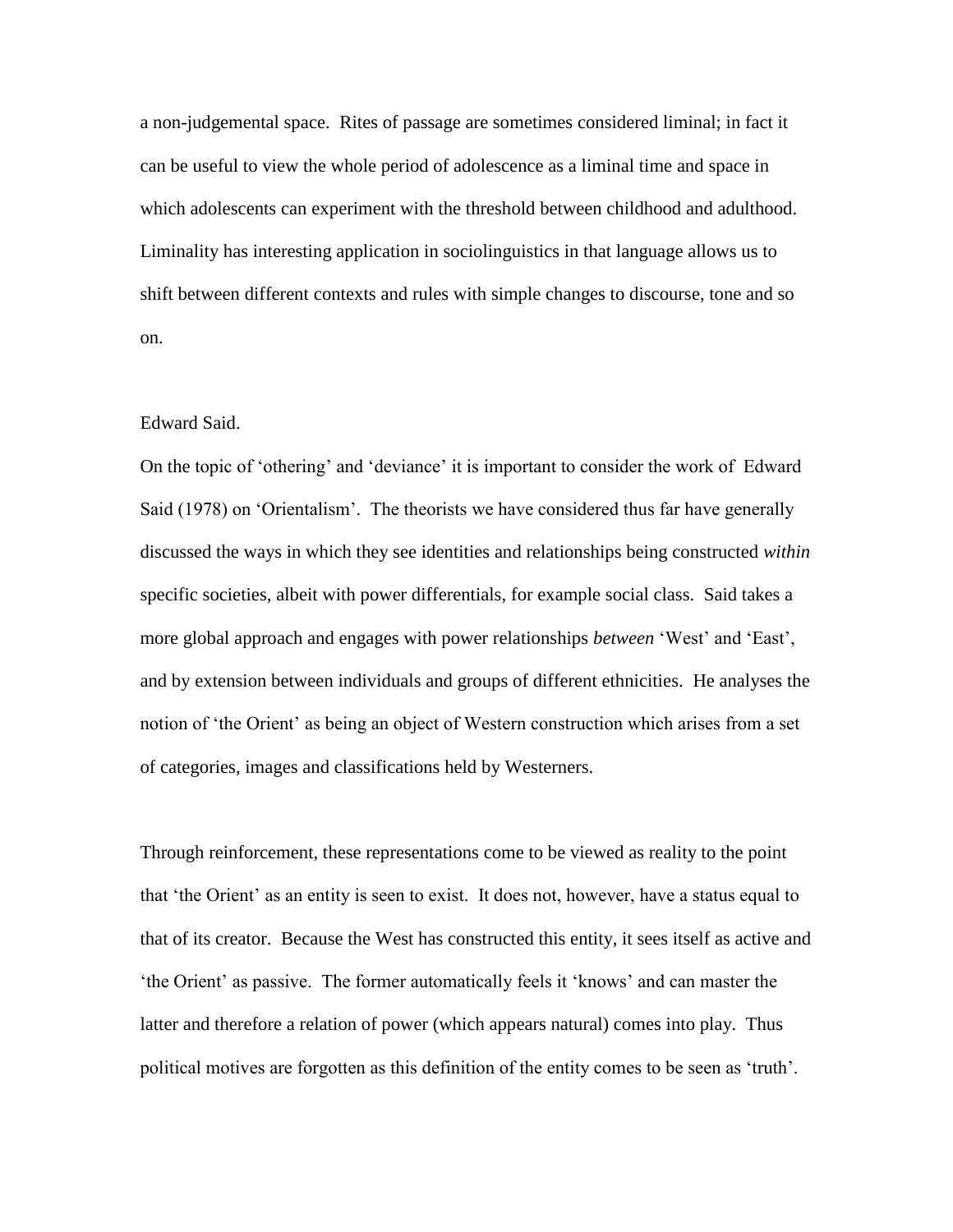a non-judgemental space. Rites of passage are sometimes considered liminal; in fact it can be useful to view the whole period of adolescence as a liminal time and space in which adolescents can experiment with the threshold between childhood and adulthood. Liminality has interesting application in sociolinguistics in that language allows us to shift between different contexts and rules with simple changes to discourse, tone and so on.

Edward Said.

On the topic of 'othering' and 'deviance' it is important to consider the work of Edward Said (1978) on 'Orientalism'. The theorists we have considered thus far have generally discussed the ways in which they see identities and relationships being constructed *within* specific societies, albeit with power differentials, for example social class. Said takes a more global approach and engages with power relationships *between* 'West' and 'East', and by extension between individuals and groups of different ethnicities. He analyses the notion of 'the Orient' as being an object of Western construction which arises from a set of categories, images and classifications held by Westerners.

Through reinforcement, these representations come to be viewed as reality to the point that 'the Orient' as an entity is seen to exist. It does not, however, have a status equal to that of its creator. Because the West has constructed this entity, it sees itself as active and 'the Orient' as passive. The former automatically feels it 'knows' and can master the latter and therefore a relation of power (which appears natural) comes into play. Thus political motives are forgotten as this definition of the entity comes to be seen as 'truth'.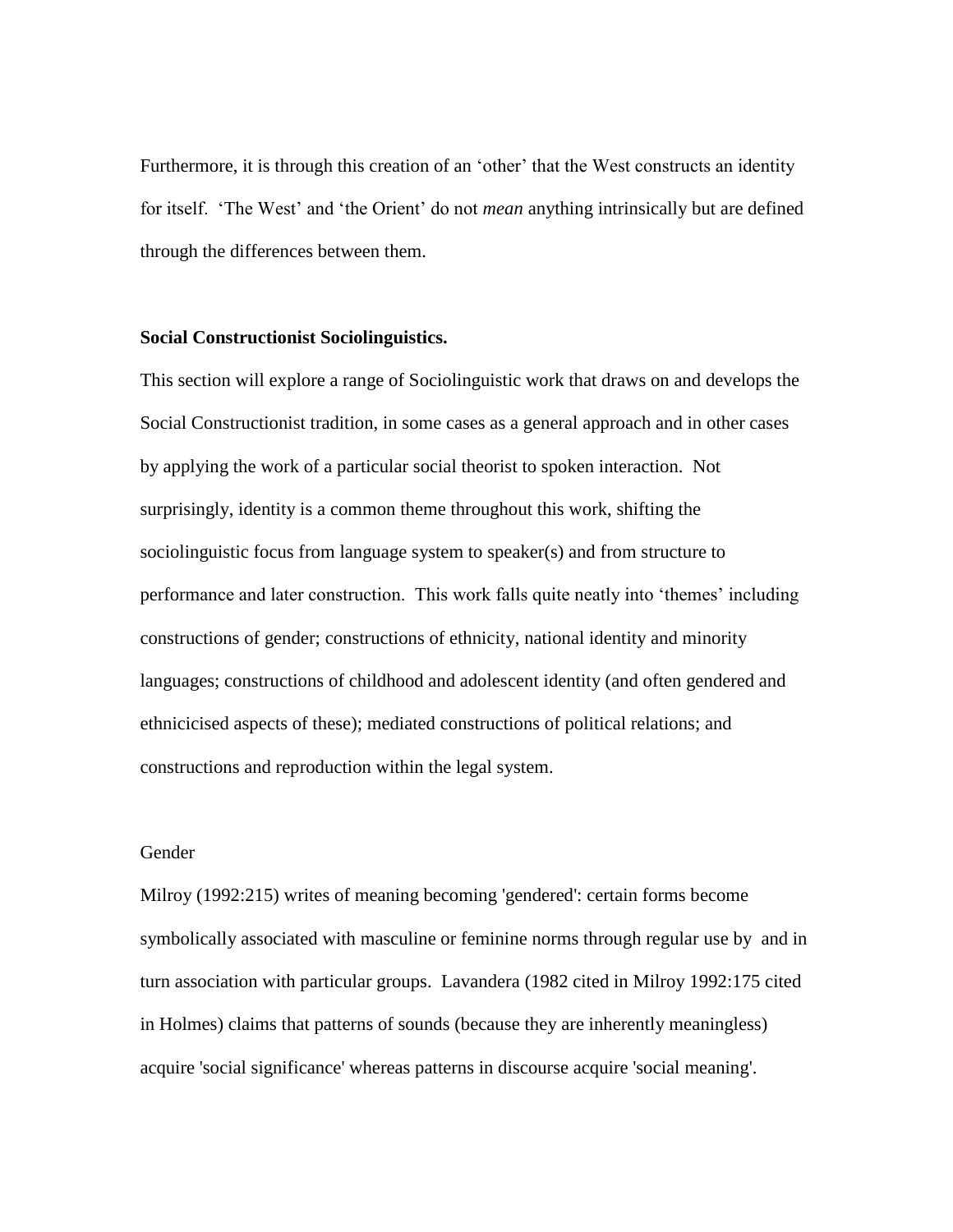Furthermore, it is through this creation of an 'other' that the West constructs an identity for itself. 'The West' and 'the Orient' do not *mean* anything intrinsically but are defined through the differences between them.

## Social Constructionist Sociolinguistics.

This section will explore a range of Sociolinguistic work that draws on and develops the Social Constructionist tradition, in some cases as a general approach and in other cases by applying the work of a particular social theorist to spoken interaction. Not surprisingly, identity is a common theme throughout this work, shifting the sociolinguistic focus from language system to speaker(s) and from structure to performance and later construction. This work falls quite neatly into 'themes' including constructions of gender; constructions of ethnicity, national identity and minority languages; constructions of childhood and adolescent identity (and often gendered and ethnicicised aspects of these); mediated constructions of political relations; and constructions and reproduction within the legal system.

### Gender

Milroy (1992:215) writes of meaning becoming 'gendered': certain forms become symbolically associated with masculine or feminine norms through regular use by and in turn association with particular groups. Lavandera (1982 cited in Milroy 1992:175 cited in Holmes) claims that patterns of sounds (because they are inherently meaningless) acquire 'social significance' whereas patterns in discourse acquire 'social meaning'.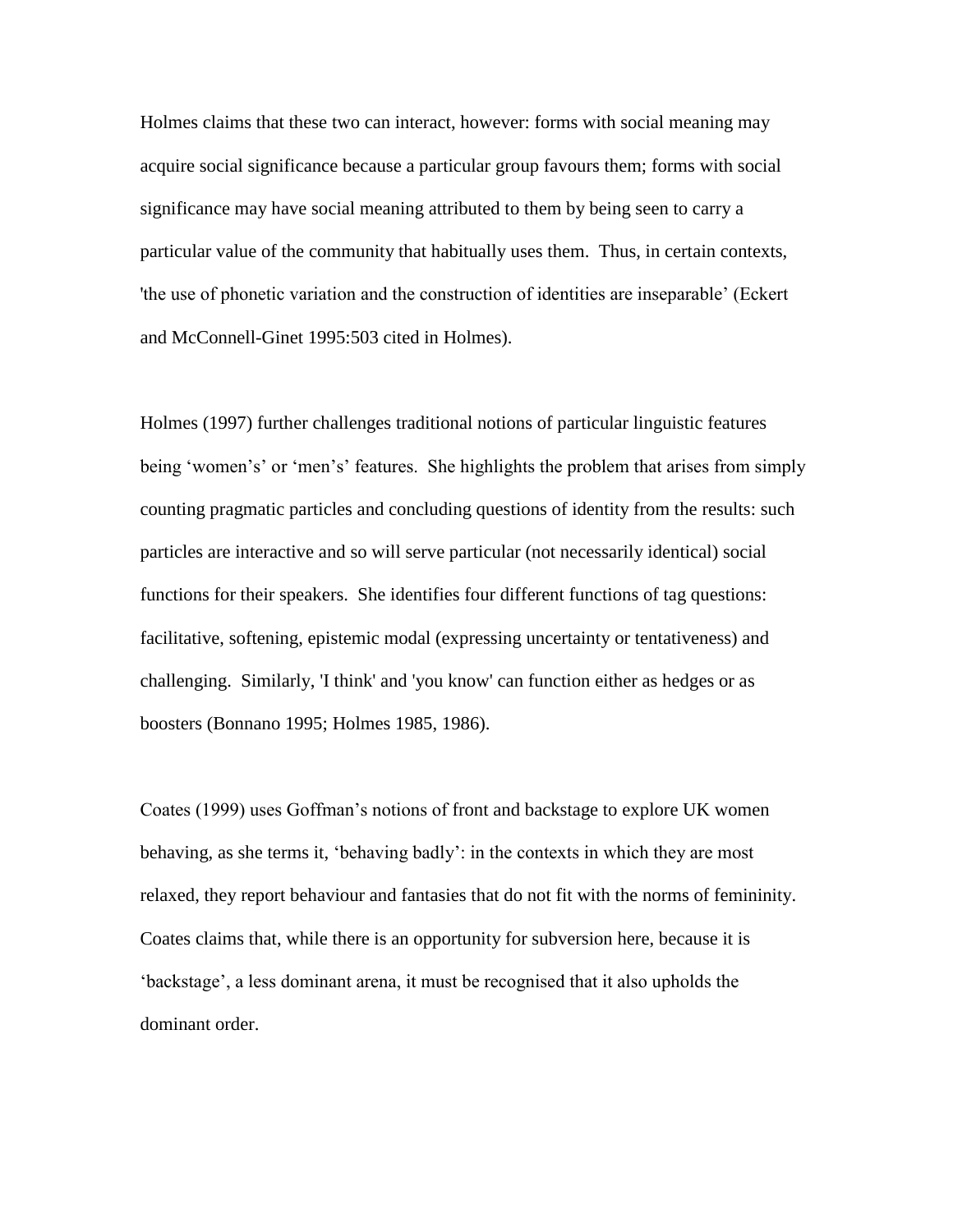Holmes claims that these two can interact, however: forms with social meaning may acquire social significance because a particular group favours them; forms with social significance may have social meaning attributed to them by being seen to carry a particular value of the community that habitually uses them. Thus, in certain contexts, 'the use of phonetic variation and the construction of identities are inseparable' (Eckert and McConnell-Ginet 1995:503 cited in Holmes).

Holmes (1997) further challenges traditional notions of particular linguistic features being 'women's' or 'men's' features. She highlights the problem that arises from simply counting pragmatic particles and concluding questions of identity from the results: such particles are interactive and so will serve particular (not necessarily identical) social functions for their speakers. She identifies four different functions of tag questions: facilitative, softening, epistemic modal (expressing uncertainty or tentativeness) and challenging. Similarly, 'I think' and 'you know' can function either as hedges or as boosters (Bonnano 1995; Holmes 1985, 1986).

Coates (1999) uses Goffman's notions of front and backstage to explore UK women behaving, as she terms it, 'behaving badly': in the contexts in which they are most relaxed, they report behaviour and fantasies that do not fit with the norms of femininity. Coates claims that, while there is an opportunity for subversion here, because it is 'backstage', a less dominant arena, it must be recognised that it also upholds the dominant order.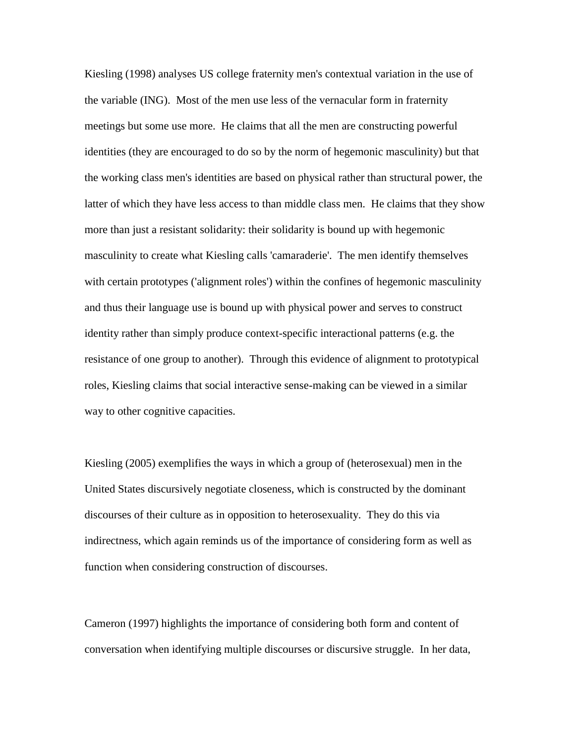Kiesling (1998) analyses US college fraternity men's contextual variation in the use of the variable (ING). Most of the men use less of the vernacular form in fraternity meetings but some use more. He claims that all the men are constructing powerful identities (they are encouraged to do so by the norm of hegemonic masculinity) but that the working class men's identities are based on physical rather than structural power, the latter of which they have less access to than middle class men. He claims that they show more than just a resistant solidarity: their solidarity is bound up with hegemonic masculinity to create what Kiesling calls 'camaraderie'. The men identify themselves with certain prototypes ('alignment roles') within the confines of hegemonic masculinity and thus their language use is bound up with physical power and serves to construct identity rather than simply produce context-specific interactional patterns (e.g. the resistance of one group to another). Through this evidence of alignment to prototypical roles, Kiesling claims that social interactive sense-making can be viewed in a similar way to other cognitive capacities.

Kiesling (2005) exemplifies the ways in which a group of (heterosexual) men in the United States discursively negotiate closeness, which is constructed by the dominant discourses of their culture as in opposition to heterosexuality. They do this via indirectness, which again reminds us of the importance of considering form as well as function when considering construction of discourses.

Cameron (1997) highlights the importance of considering both form and content of conversation when identifying multiple discourses or discursive struggle. In her data,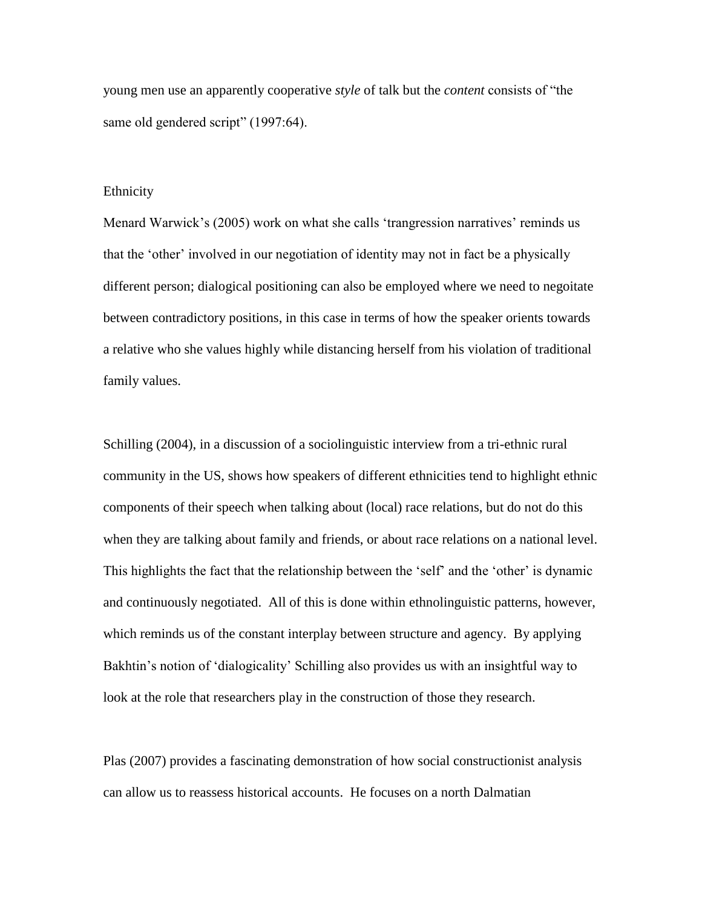young men use an apparently cooperative *style* of talk but the *content* consists of "the same old gendered script" (1997:64).

## Ethnicity

Menard Warwick's (2005) work on what she calls 'trangression narratives' reminds us that the 'other' involved in our negotiation of identity may not in fact be a physically different person; dialogical positioning can also be employed where we need to negoitate between contradictory positions, in this case in terms of how the speaker orients towards a relative who she values highly while distancing herself from his violation of traditional family values.

Schilling (2004), in a discussion of a sociolinguistic interview from a tri-ethnic rural community in the US, shows how speakers of different ethnicities tend to highlight ethnic components of their speech when talking about (local) race relations, but do not do this when they are talking about family and friends, or about race relations on a national level. This highlights the fact that the relationship between the 'self' and the 'other' is dynamic and continuously negotiated. All of this is done within ethnolinguistic patterns, however, which reminds us of the constant interplay between structure and agency. By applying Bakhtin's notion of 'dialogicality' Schilling also provides us with an insightful way to look at the role that researchers play in the construction of those they research.

Plas (2007) provides a fascinating demonstration of how social constructionist analysis can allow us to reassess historical accounts. He focuses on a north Dalmatian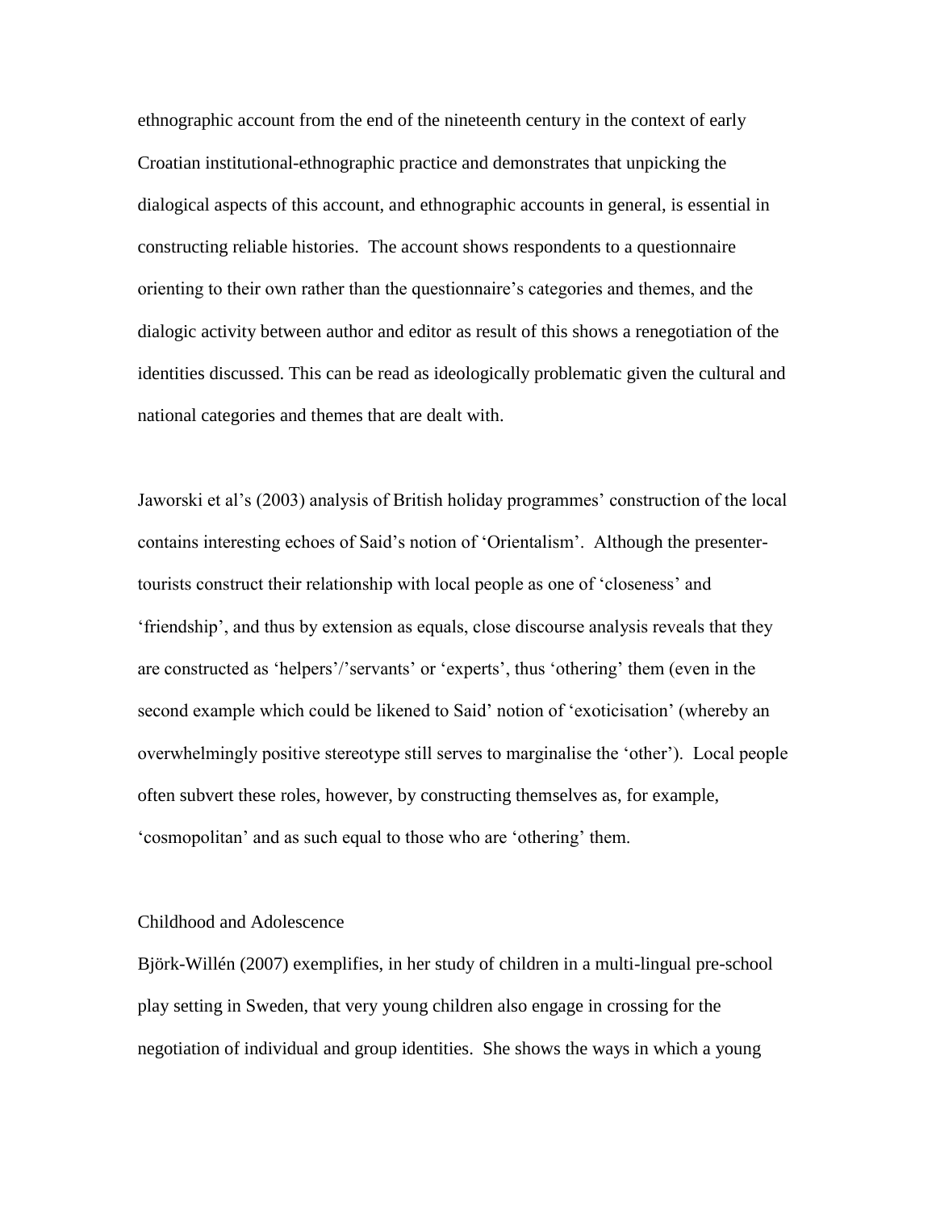ethnographic account from the end of the nineteenth century in the context of early Croatian institutional-ethnographic practice and demonstrates that unpicking the dialogical aspects of this account, and ethnographic accounts in general, is essential in constructing reliable histories. The account shows respondents to a questionnaire orienting to their own rather than the questionnaire's categories and themes, and the dialogic activity between author and editor as result of this shows a renegotiation of the identities discussed. This can be read as ideologically problematic given the cultural and national categories and themes that are dealt with.

Jaworski et al's (2003) analysis of British holiday programmes' construction of the local contains interesting echoes of Said's notion of 'Orientalism'. Although the presenter-tourists construct their relationship with local people as one of 'closeness' and 'friendship', and thus by extension as equals, close discourse analysis reveals that they are constructed as 'helpers'/'servants' or 'experts', thus 'othering' them (even in the second example which could be likened to Said' notion of 'exoticisation' (whereby an overwhelmingly positive stereotype still serves to marginalise the 'other'). Local people often subvert these roles, however, by constructing themselves as, for example, 'cosmopolitan' and as such equal to those who are 'othering' them.

## Childhood and Adolescence

Björk-Willén (2007) exemplifies, in her study of children in a multi-lingual pre-school play setting in Sweden, that very young children also engage in crossing for the negotiation of individual and group identities. She shows the ways in which a young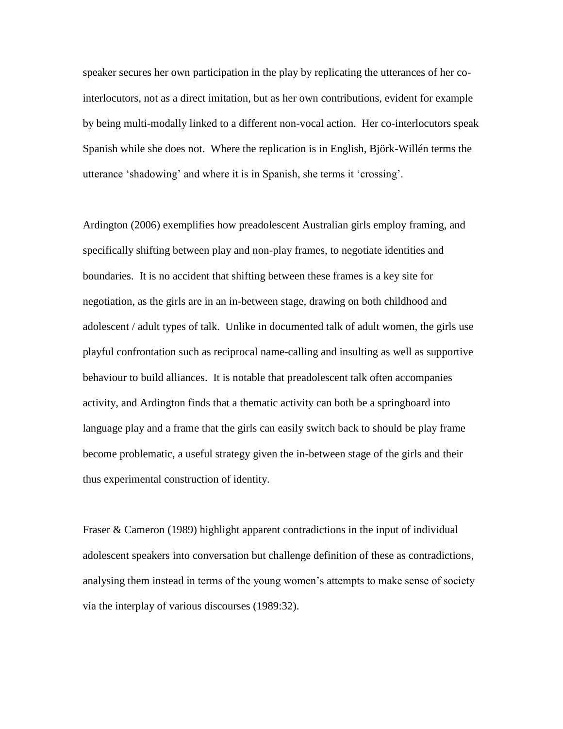speaker secures her own participation in the play by replicating the utterances of her co-interlocutors, not as a direct imitation, but as her own contributions, evident for example by being multi-modally linked to a different non-vocal action. Her co-interlocutors speak Spanish while she does not. Where the replication is in English, Björk-Willén terms the utterance 'shadowing' and where it is in Spanish, she terms it 'crossing'.

Ardington (2006) exemplifies how preadolescent Australian girls employ framing, and specifically shifting between play and non-play frames, to negotiate identities and boundaries. It is no accident that shifting between these frames is a key site for negotiation, as the girls are in an in-between stage, drawing on both childhood and adolescent / adult types of talk. Unlike in documented talk of adult women, the girls use playful confrontation such as reciprocal name-calling and insulting as well as supportive behaviour to build alliances. It is notable that preadolescent talk often accompanies activity, and Ardington finds that a thematic activity can both be a springboard into language play and a frame that the girls can easily switch back to should be play frame become problematic, a useful strategy given the in-between stage of the girls and their thus experimental construction of identity.

Fraser & Cameron (1989) highlight apparent contradictions in the input of individual adolescent speakers into conversation but challenge definition of these as contradictions, analysing them instead in terms of the young women's attempts to make sense of society via the interplay of various discourses (1989:32).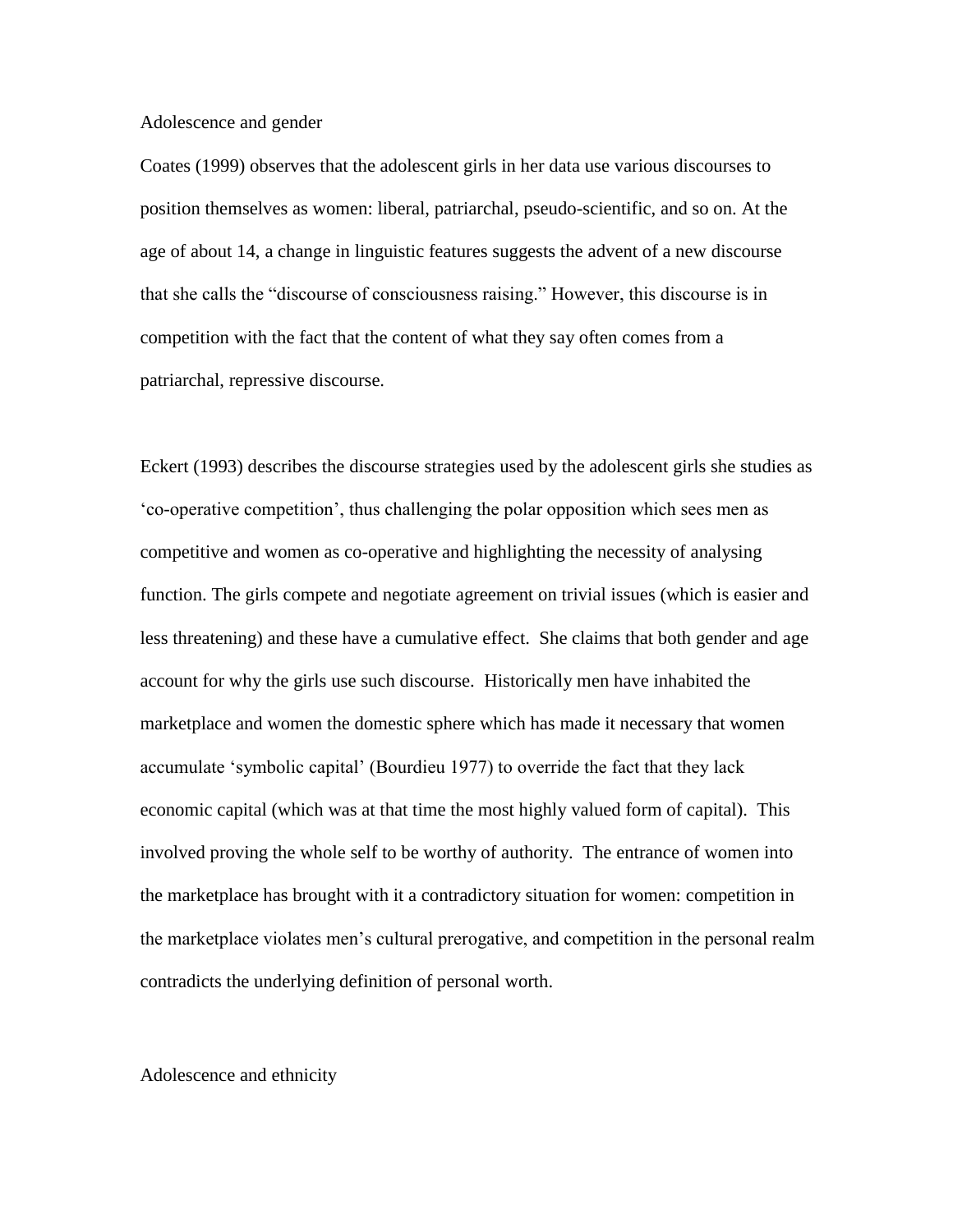## Adolescence and gender

Coates (1999) observes that the adolescent girls in her data use various discourses to position themselves as women: liberal, patriarchal, pseudo-scientific, and so on. At the age of about 14, a change in linguistic features suggests the advent of a new discourse that she calls the “discourse of consciousness raising.” However, this discourse is in competition with the fact that the content of what they say often comes from a patriarchal, repressive discourse.

Eckert (1993) describes the discourse strategies used by the adolescent girls she studies as ‘co-operative competition’, thus challenging the polar opposition which sees men as competitive and women as co-operative and highlighting the necessity of analysing function. The girls compete and negotiate agreement on trivial issues (which is easier and less threatening) and these have a cumulative effect. She claims that both gender and age account for why the girls use such discourse. Historically men have inhabited the marketplace and women the domestic sphere which has made it necessary that women accumulate ‘symbolic capital’ (Bourdieu 1977) to override the fact that they lack economic capital (which was at that time the most highly valued form of capital). This involved proving the whole self to be worthy of authority. The entrance of women into the marketplace has brought with it a contradictory situation for women: competition in the marketplace violates men’s cultural prerogative, and competition in the personal realm contradicts the underlying definition of personal worth.

## Adolescence and ethnicity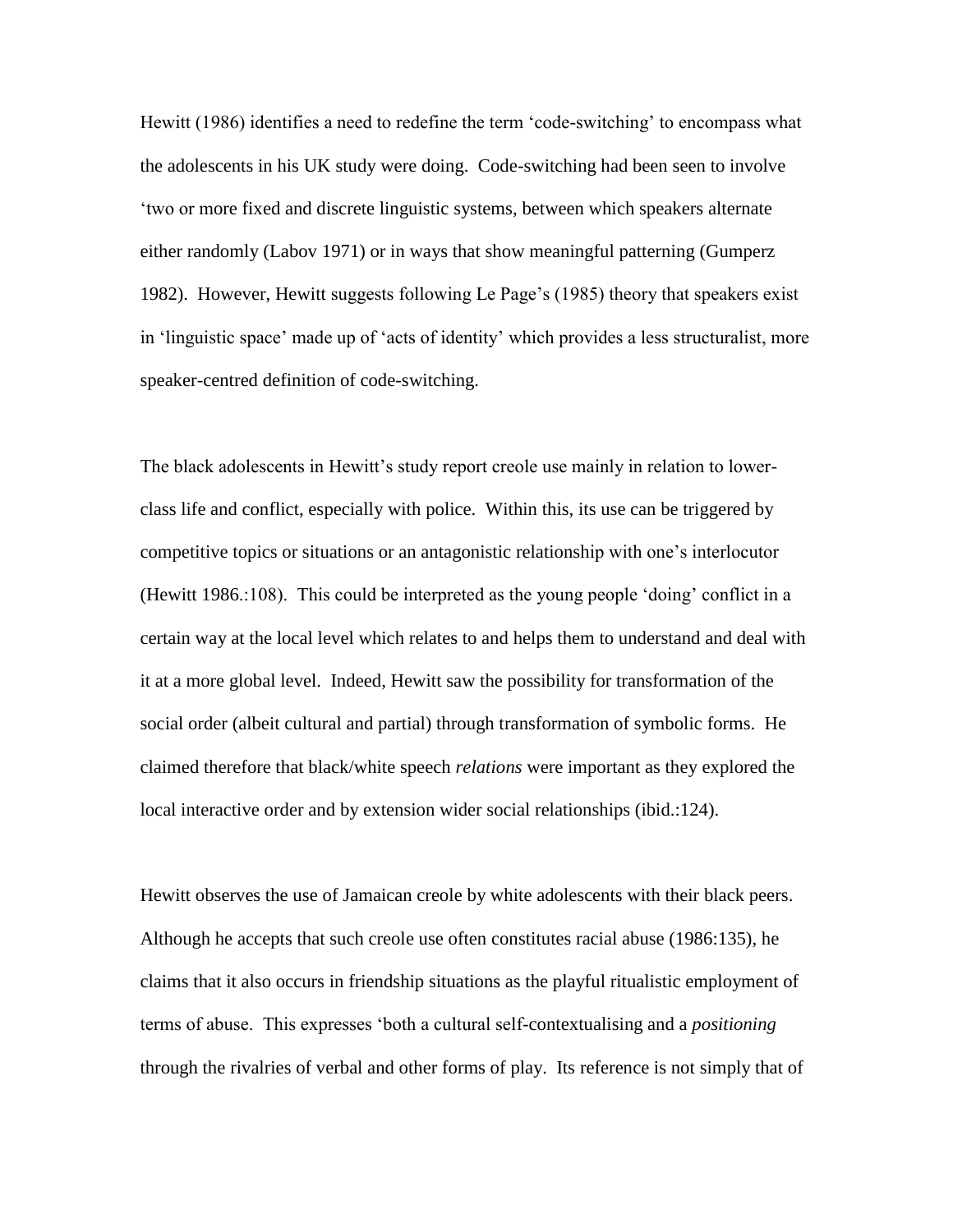Hewitt (1986) identifies a need to redefine the term 'code-switching' to encompass what the adolescents in his UK study were doing. Code-switching had been seen to involve 'two or more fixed and discrete linguistic systems, between which speakers alternate either randomly (Labov 1971) or in ways that show meaningful patterning (Gumperz 1982). However, Hewitt suggests following Le Page's (1985) theory that speakers exist in 'linguistic space' made up of 'acts of identity' which provides a less structuralist, more speaker-centred definition of code-switching.

The black adolescents in Hewitt's study report creole use mainly in relation to lower-class life and conflict, especially with police. Within this, its use can be triggered by competitive topics or situations or an antagonistic relationship with one's interlocutor (Hewitt 1986.:108). This could be interpreted as the young people 'doing' conflict in a certain way at the local level which relates to and helps them to understand and deal with it at a more global level. Indeed, Hewitt saw the possibility for transformation of the social order (albeit cultural and partial) through transformation of symbolic forms. He claimed therefore that black/white speech *relations* were important as they explored the local interactive order and by extension wider social relationships (ibid.:124).

Hewitt observes the use of Jamaican creole by white adolescents with their black peers. Although he accepts that such creole use often constitutes racial abuse (1986:135), he claims that it also occurs in friendship situations as the playful ritualistic employment of terms of abuse. This expresses 'both a cultural self-contextualising and a *positioning* through the rivalries of verbal and other forms of play. Its reference is not simply that of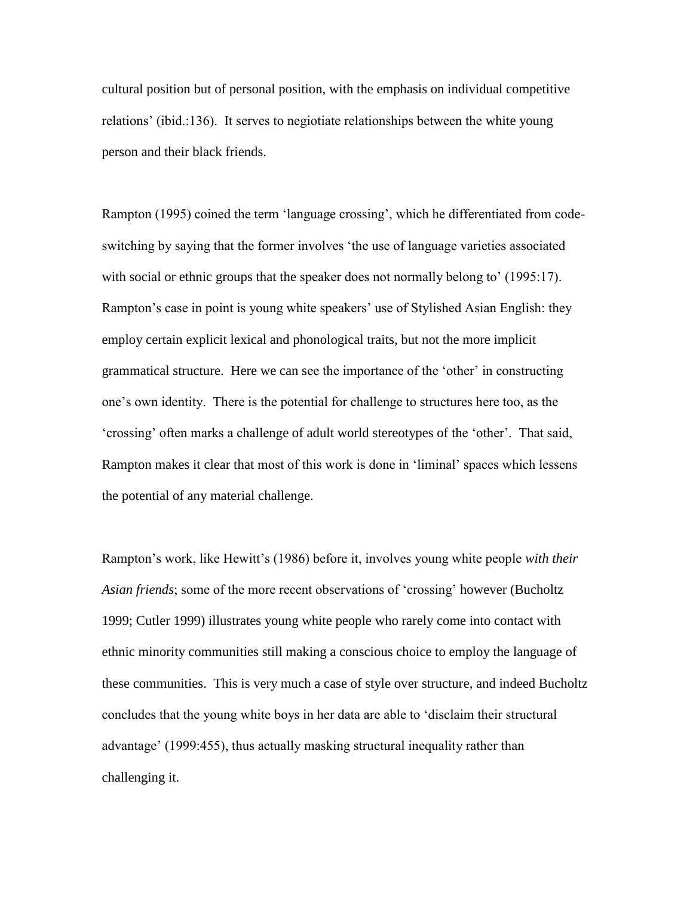cultural position but of personal position, with the emphasis on individual competitive relations' (ibid.:136). It serves to negiotiate relationships between the white young person and their black friends.

Rampton (1995) coined the term 'language crossing', which he differentiated from code-switching by saying that the former involves 'the use of language varieties associated with social or ethnic groups that the speaker does not normally belong to' (1995:17). Rampton's case in point is young white speakers' use of Stylished Asian English: they employ certain explicit lexical and phonological traits, but not the more implicit grammatical structure. Here we can see the importance of the 'other' in constructing one's own identity. There is the potential for challenge to structures here too, as the 'crossing' often marks a challenge of adult world stereotypes of the 'other'. That said, Rampton makes it clear that most of this work is done in 'liminal' spaces which lessens the potential of any material challenge.

Rampton's work, like Hewitt's (1986) before it, involves young white people *with their Asian friends*; some of the more recent observations of 'crossing' however (Bucholtz 1999; Cutler 1999) illustrates young white people who rarely come into contact with ethnic minority communities still making a conscious choice to employ the language of these communities. This is very much a case of style over structure, and indeed Bucholtz concludes that the young white boys in her data are able to 'disclaim their structural advantage' (1999:455), thus actually masking structural inequality rather than challenging it.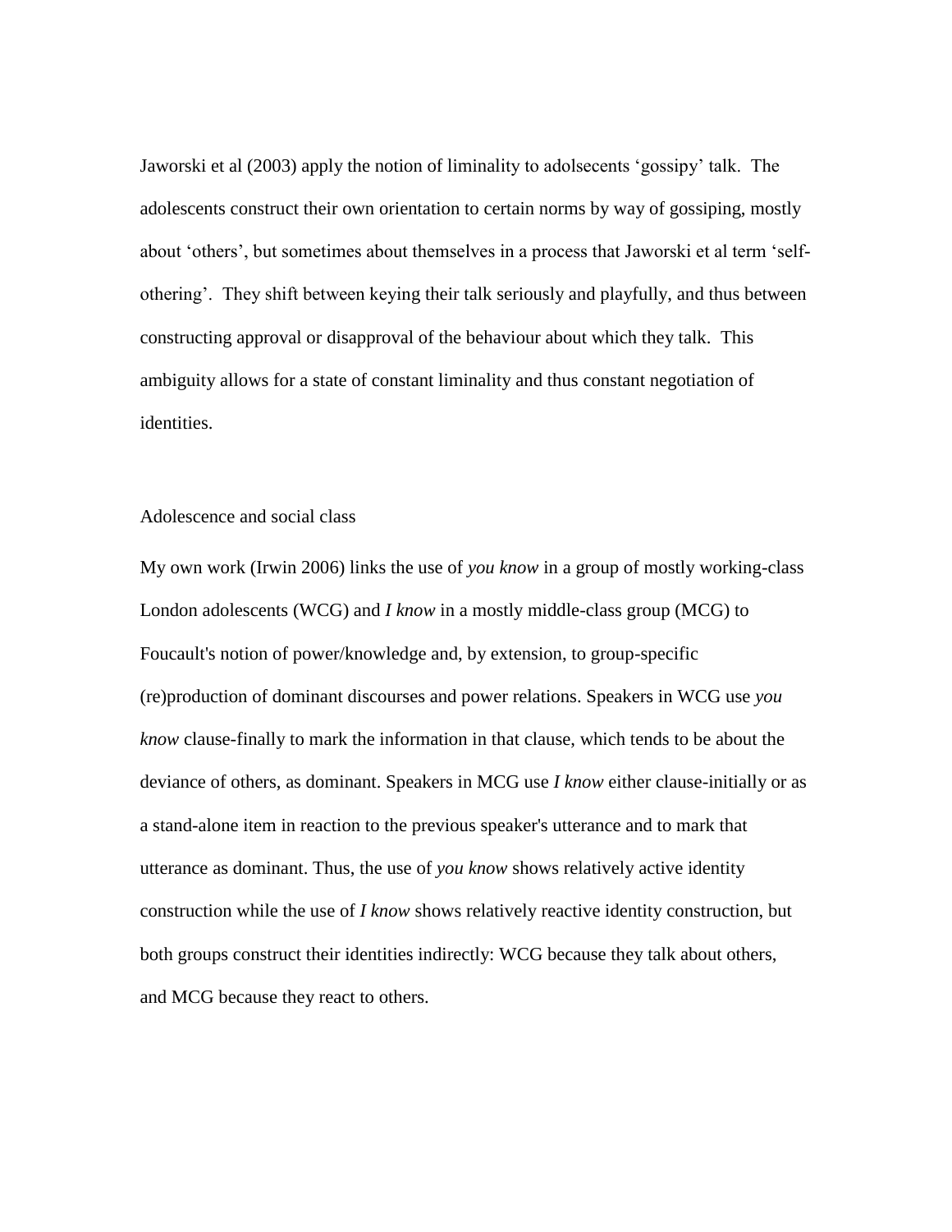Jaworski et al (2003) apply the notion of liminality to adolsecents 'gossipy' talk. The adolescents construct their own orientation to certain norms by way of gossiping, mostly about 'others', but sometimes about themselves in a process that Jaworski et al term 'self-othering'. They shift between keying their talk seriously and playfully, and thus between constructing approval or disapproval of the behaviour about which they talk. This ambiguity allows for a state of constant liminality and thus constant negotiation of identities.

## Adolescence and social class

My own work (Irwin 2006) links the use of *you know* in a group of mostly working-class London adolescents (WCG) and *I know* in a mostly middle-class group (MCG) to Foucault's notion of power/knowledge and, by extension, to group-specific (re)production of dominant discourses and power relations. Speakers in WCG use *you know* clause-finally to mark the information in that clause, which tends to be about the deviance of others, as dominant. Speakers in MCG use *I know* either clause-initially or as a stand-alone item in reaction to the previous speaker's utterance and to mark that utterance as dominant. Thus, the use of *you know* shows relatively active identity construction while the use of *I know* shows relatively reactive identity construction, but both groups construct their identities indirectly: WCG because they talk about others, and MCG because they react to others.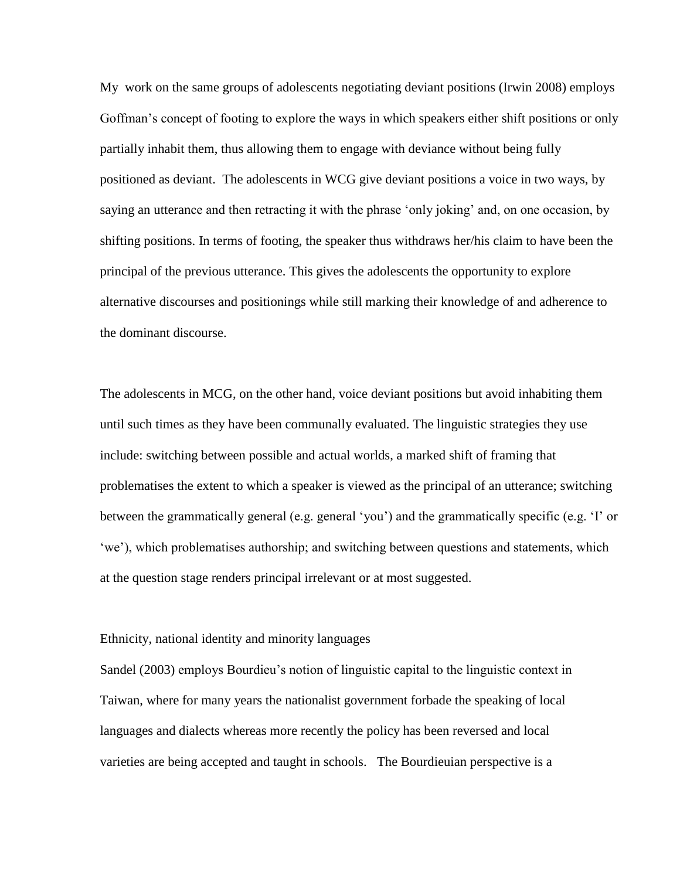My work on the same groups of adolescents negotiating deviant positions (Irwin 2008) employs Goffman's concept of footing to explore the ways in which speakers either shift positions or only partially inhabit them, thus allowing them to engage with deviance without being fully positioned as deviant. The adolescents in WCG give deviant positions a voice in two ways, by saying an utterance and then retracting it with the phrase 'only joking' and, on one occasion, by shifting positions. In terms of footing, the speaker thus withdraws her/his claim to have been the principal of the previous utterance. This gives the adolescents the opportunity to explore alternative discourses and positionings while still marking their knowledge of and adherence to the dominant discourse.

The adolescents in MCG, on the other hand, voice deviant positions but avoid inhabiting them until such times as they have been communally evaluated. The linguistic strategies they use include: switching between possible and actual worlds, a marked shift of framing that problematises the extent to which a speaker is viewed as the principal of an utterance; switching between the grammatically general (e.g. general 'you') and the grammatically specific (e.g. 'I' or 'we'), which problematises authorship; and switching between questions and statements, which at the question stage renders principal irrelevant or at most suggested.

## Ethnicity, national identity and minority languages

Sandel (2003) employs Bourdieu's notion of linguistic capital to the linguistic context in Taiwan, where for many years the nationalist government forbade the speaking of local languages and dialects whereas more recently the policy has been reversed and local varieties are being accepted and taught in schools. The Bourdieuian perspective is a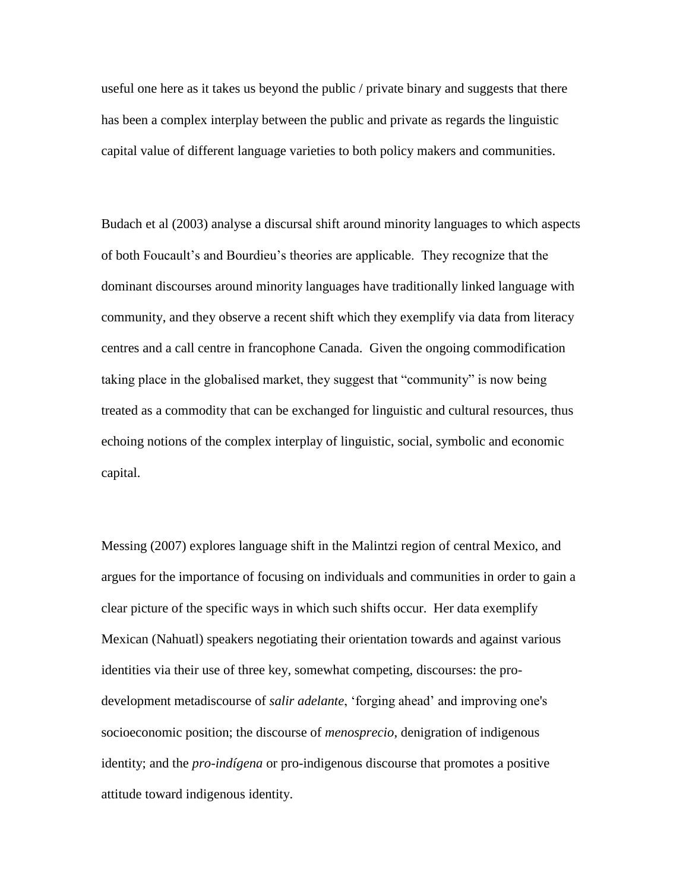useful one here as it takes us beyond the public / private binary and suggests that there has been a complex interplay between the public and private as regards the linguistic capital value of different language varieties to both policy makers and communities.

Budach et al (2003) analyse a discursal shift around minority languages to which aspects of both Foucault's and Bourdieu's theories are applicable. They recognize that the dominant discourses around minority languages have traditionally linked language with community, and they observe a recent shift which they exemplify via data from literacy centres and a call centre in francophone Canada. Given the ongoing commodification taking place in the globalised market, they suggest that "community" is now being treated as a commodity that can be exchanged for linguistic and cultural resources, thus echoing notions of the complex interplay of linguistic, social, symbolic and economic capital.

Messing (2007) explores language shift in the Malintzi region of central Mexico, and argues for the importance of focusing on individuals and communities in order to gain a clear picture of the specific ways in which such shifts occur. Her data exemplify Mexican (Nahuatl) speakers negotiating their orientation towards and against various identities via their use of three key, somewhat competing, discourses: the pro-development metadiscourse of *salir adelante*, 'forging ahead' and improving one's socioeconomic position; the discourse of *menosprecio*, denigration of indigenous identity; and the *pro-indígena* or pro-indigenous discourse that promotes a positive attitude toward indigenous identity.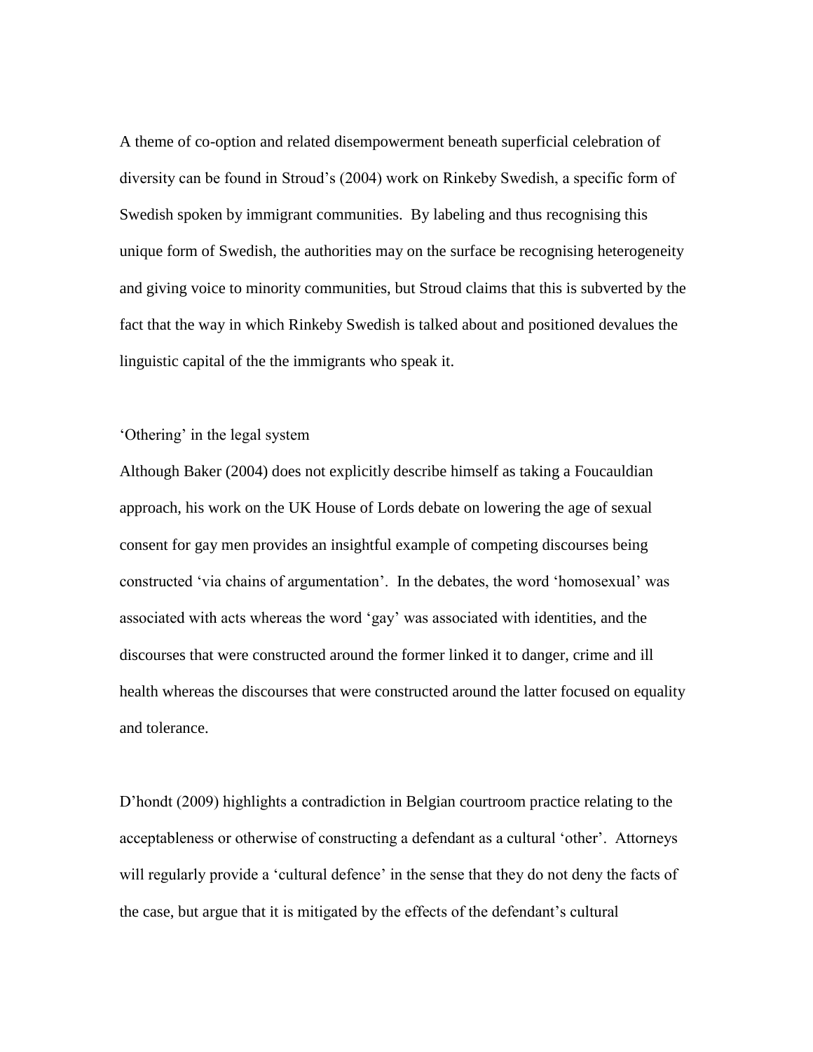A theme of co-option and related disempowerment beneath superficial celebration of diversity can be found in Stroud's (2004) work on Rinkeby Swedish, a specific form of Swedish spoken by immigrant communities. By labeling and thus recognising this unique form of Swedish, the authorities may on the surface be recognising heterogeneity and giving voice to minority communities, but Stroud claims that this is subverted by the fact that the way in which Rinkeby Swedish is talked about and positioned devalues the linguistic capital of the the immigrants who speak it.

### 'Othering' in the legal system

Although Baker (2004) does not explicitly describe himself as taking a Foucauldian approach, his work on the UK House of Lords debate on lowering the age of sexual consent for gay men provides an insightful example of competing discourses being constructed 'via chains of argumentation'. In the debates, the word 'homosexual' was associated with acts whereas the word 'gay' was associated with identities, and the discourses that were constructed around the former linked it to danger, crime and ill health whereas the discourses that were constructed around the latter focused on equality and tolerance.

D'hondt (2009) highlights a contradiction in Belgian courtroom practice relating to the acceptableness or otherwise of constructing a defendant as a cultural 'other'. Attorneys will regularly provide a 'cultural defence' in the sense that they do not deny the facts of the case, but argue that it is mitigated by the effects of the defendant's cultural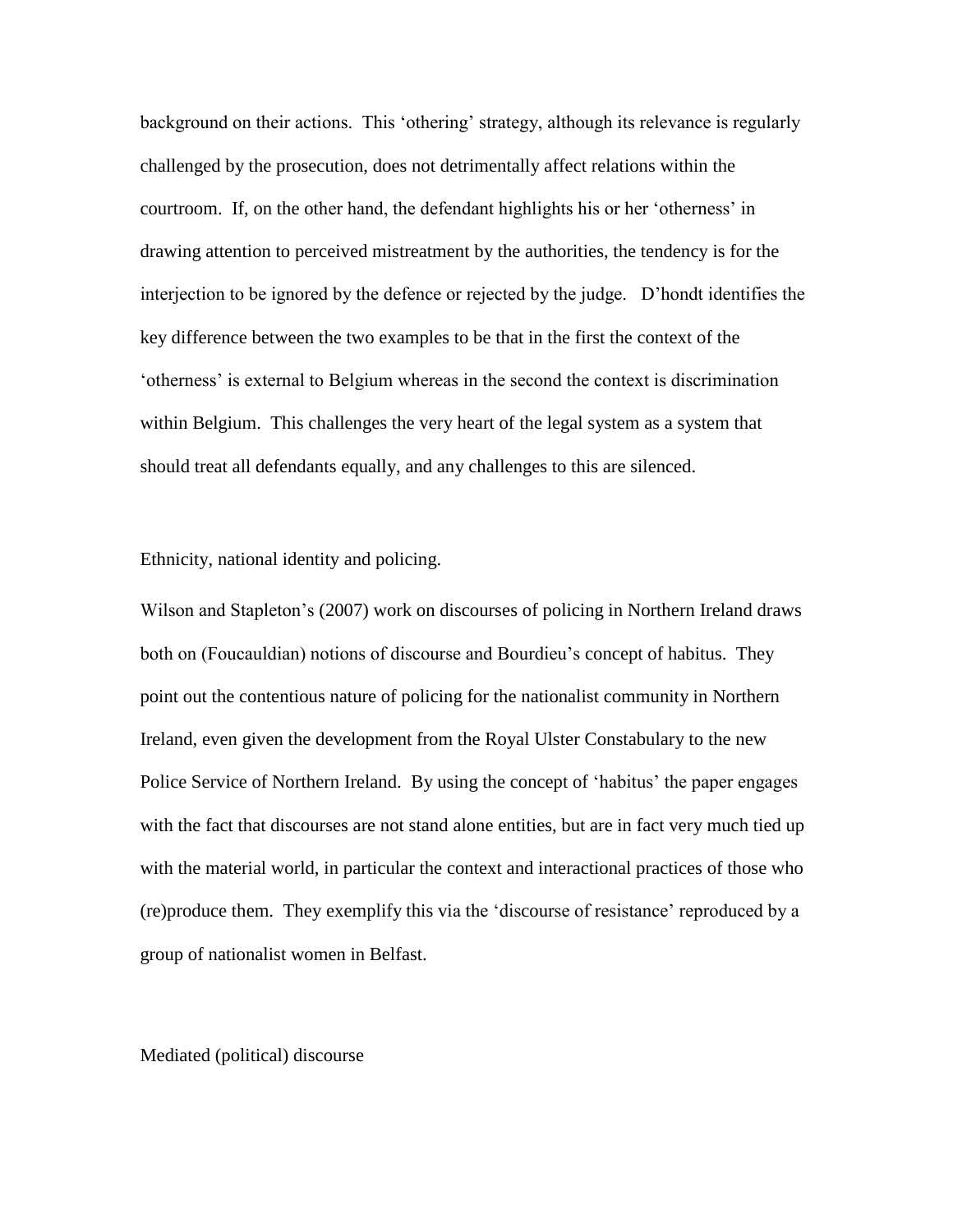background on their actions. This 'othering' strategy, although its relevance is regularly challenged by the prosecution, does not detrimentally affect relations within the courtroom. If, on the other hand, the defendant highlights his or her 'otherness' in drawing attention to perceived mistreatment by the authorities, the tendency is for the interjection to be ignored by the defence or rejected by the judge. D'hondt identifies the key difference between the two examples to be that in the first the context of the 'otherness' is external to Belgium whereas in the second the context is discrimination within Belgium. This challenges the very heart of the legal system as a system that should treat all defendants equally, and any challenges to this are silenced.

## Ethnicity, national identity and policing.

Wilson and Stapleton's (2007) work on discourses of policing in Northern Ireland draws both on (Foucauldian) notions of discourse and Bourdieu's concept of habitus. They point out the contentious nature of policing for the nationalist community in Northern Ireland, even given the development from the Royal Ulster Constabulary to the new Police Service of Northern Ireland. By using the concept of 'habitus' the paper engages with the fact that discourses are not stand alone entities, but are in fact very much tied up with the material world, in particular the context and interactional practices of those who (re)produce them. They exemplify this via the 'discourse of resistance' reproduced by a group of nationalist women in Belfast.

## Mediated (political) discourse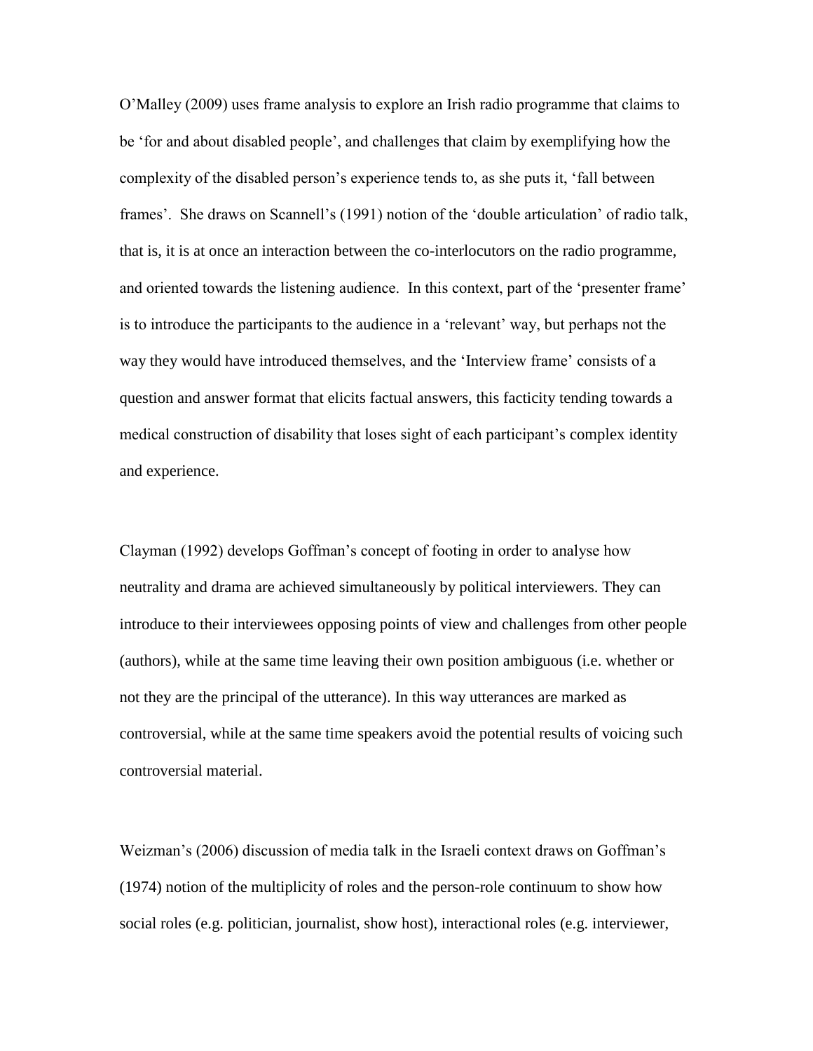O'Malley (2009) uses frame analysis to explore an Irish radio programme that claims to be 'for and about disabled people', and challenges that claim by exemplifying how the complexity of the disabled person's experience tends to, as she puts it, 'fall between frames'. She draws on Scannell's (1991) notion of the 'double articulation' of radio talk, that is, it is at once an interaction between the co-interlocutors on the radio programme, and oriented towards the listening audience. In this context, part of the 'presenter frame' is to introduce the participants to the audience in a 'relevant' way, but perhaps not the way they would have introduced themselves, and the 'Interview frame' consists of a question and answer format that elicits factual answers, this facticity tending towards a medical construction of disability that loses sight of each participant's complex identity and experience.

Clayman (1992) develops Goffman's concept of footing in order to analyse how neutrality and drama are achieved simultaneously by political interviewers. They can introduce to their interviewees opposing points of view and challenges from other people (authors), while at the same time leaving their own position ambiguous (i.e. whether or not they are the principal of the utterance). In this way utterances are marked as controversial, while at the same time speakers avoid the potential results of voicing such controversial material.

Weizman's (2006) discussion of media talk in the Israeli context draws on Goffman's (1974) notion of the multiplicity of roles and the person-role continuum to show how social roles (e.g. politician, journalist, show host), interactional roles (e.g. interviewer,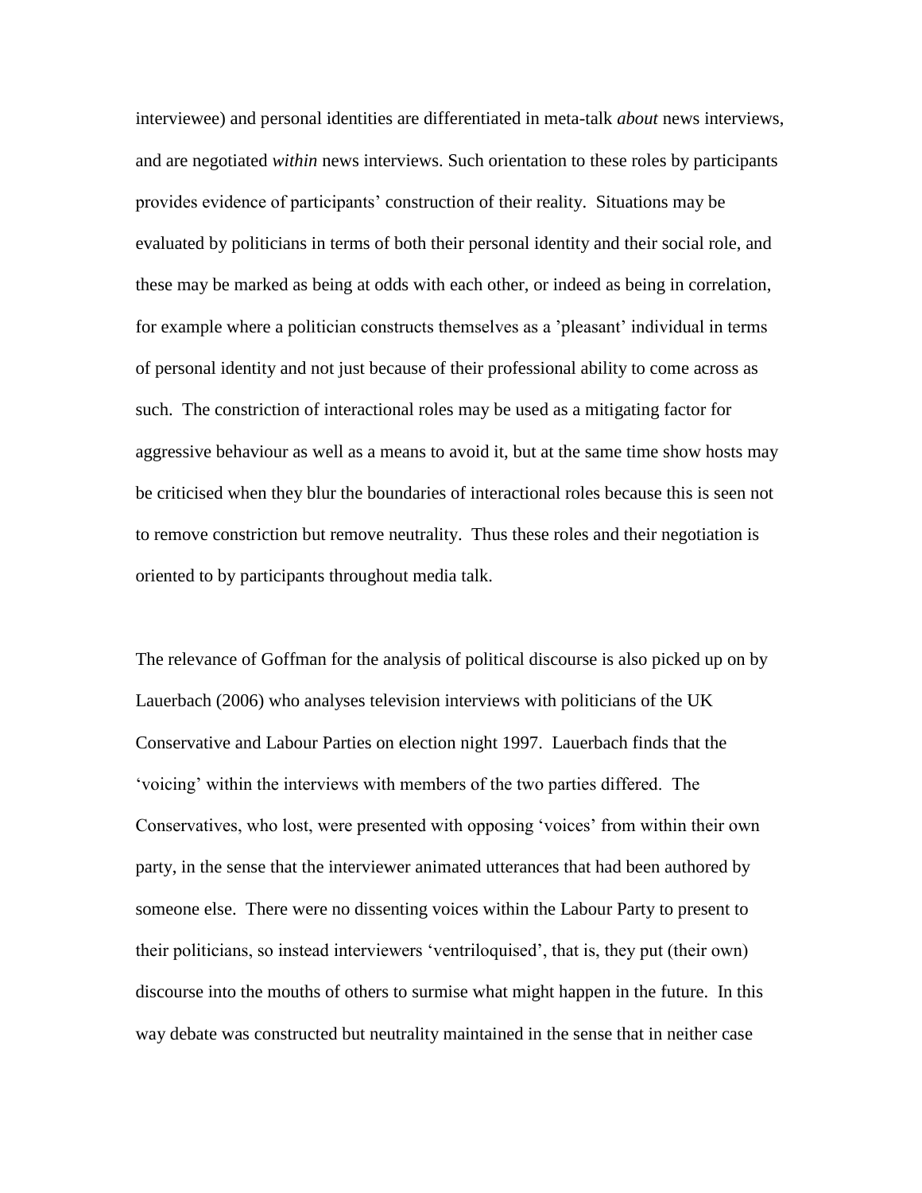interviewee) and personal identities are differentiated in meta-talk *about* news interviews, and are negotiated *within* news interviews. Such orientation to these roles by participants provides evidence of participants' construction of their reality. Situations may be evaluated by politicians in terms of both their personal identity and their social role, and these may be marked as being at odds with each other, or indeed as being in correlation, for example where a politician constructs themselves as a 'pleasant' individual in terms of personal identity and not just because of their professional ability to come across as such. The constriction of interactional roles may be used as a mitigating factor for aggressive behaviour as well as a means to avoid it, but at the same time show hosts may be criticised when they blur the boundaries of interactional roles because this is seen not to remove constriction but remove neutrality. Thus these roles and their negotiation is oriented to by participants throughout media talk.

The relevance of Goffman for the analysis of political discourse is also picked up on by Lauerbach (2006) who analyses television interviews with politicians of the UK Conservative and Labour Parties on election night 1997. Lauerbach finds that the 'voicing' within the interviews with members of the two parties differed. The Conservatives, who lost, were presented with opposing 'voices' from within their own party, in the sense that the interviewer animated utterances that had been authored by someone else. There were no dissenting voices within the Labour Party to present to their politicians, so instead interviewers 'ventriloquised', that is, they put (their own) discourse into the mouths of others to surmise what might happen in the future. In this way debate was constructed but neutrality maintained in the sense that in neither case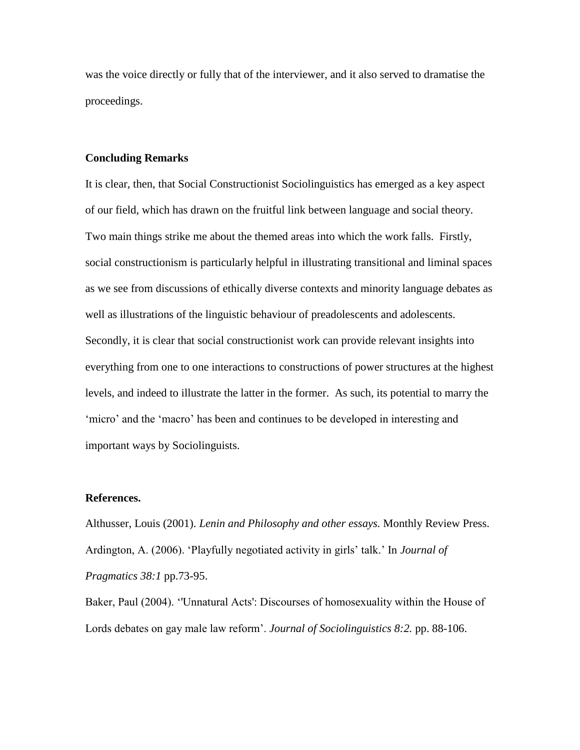was the voice directly or fully that of the interviewer, and it also served to dramatise the proceedings.

## Concluding Remarks

It is clear, then, that Social Constructionist Sociolinguistics has emerged as a key aspect of our field, which has drawn on the fruitful link between language and social theory. Two main things strike me about the themed areas into which the work falls. Firstly, social constructionism is particularly helpful in illustrating transitional and liminal spaces as we see from discussions of ethically diverse contexts and minority language debates as well as illustrations of the linguistic behaviour of preadolescents and adolescents. Secondly, it is clear that social constructionist work can provide relevant insights into everything from one to one interactions to constructions of power structures at the highest levels, and indeed to illustrate the latter in the former. As such, its potential to marry the 'micro' and the 'macro' has been and continues to be developed in interesting and important ways by Sociolinguists.

## References.

Althusser, Louis (2001). *Lenin and Philosophy and other essays.* Monthly Review Press.

Ardington, A. (2006). 'Playfully negotiated activity in girls' talk.' In *Journal of Pragmatics 38:1* pp.73-95.

Baker, Paul (2004). ''Unnatural Acts': Discourses of homosexuality within the House of Lords debates on gay male law reform'. *Journal of Sociolinguistics 8:2.* pp. 88-106.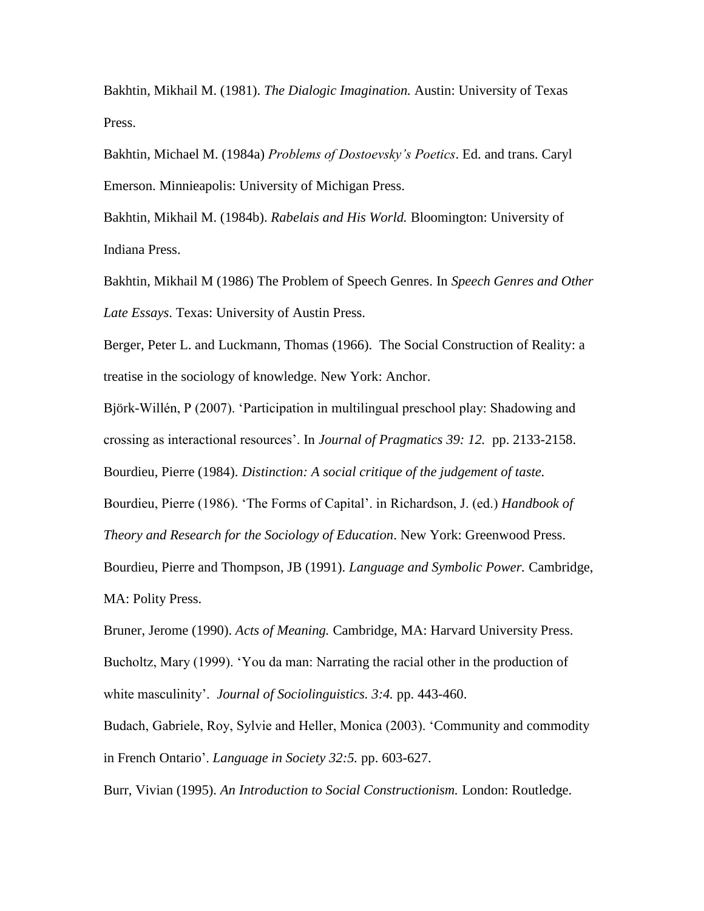Bakhtin, Mikhail M. (1981). *The Dialogic Imagination.* Austin: University of Texas Press.

Bakhtin, Michael M. (1984a) *Problems of Dostoevsky's Poetics*. Ed. and trans. Caryl Emerson. Minnieapolis: University of Michigan Press.

Bakhtin, Mikhail M. (1984b). *Rabelais and His World.* Bloomington: University of Indiana Press.

Bakhtin, Mikhail M (1986) The Problem of Speech Genres. In *Speech Genres and Other Late Essays*. Texas: University of Austin Press.

Berger, Peter L. and Luckmann, Thomas (1966). The Social Construction of Reality: a treatise in the sociology of knowledge. New York: Anchor.

Björk-Willén, P (2007). 'Participation in multilingual preschool play: Shadowing and crossing as interactional resources'. In *Journal of Pragmatics 39: 12.* pp. 2133-2158.

Bourdieu, Pierre (1984). *Distinction: A social critique of the judgement of taste.*

Bourdieu, Pierre (1986). 'The Forms of Capital'. in Richardson, J. (ed.) *Handbook of Theory and Research for the Sociology of Education*. New York: Greenwood Press.

Bourdieu, Pierre and Thompson, JB (1991). *Language and Symbolic Power.* Cambridge, MA: Polity Press.

Bruner, Jerome (1990). *Acts of Meaning.* Cambridge, MA: Harvard University Press.

Bucholtz, Mary (1999). 'You da man: Narrating the racial other in the production of white masculinity'. *Journal of Sociolinguistics. 3:4.* pp. 443-460.

Budach, Gabriele, Roy, Sylvie and Heller, Monica (2003). 'Community and commodity in French Ontario'. *Language in Society 32:5.* pp. 603-627.

Burr, Vivian (1995). *An Introduction to Social Constructionism.* London: Routledge.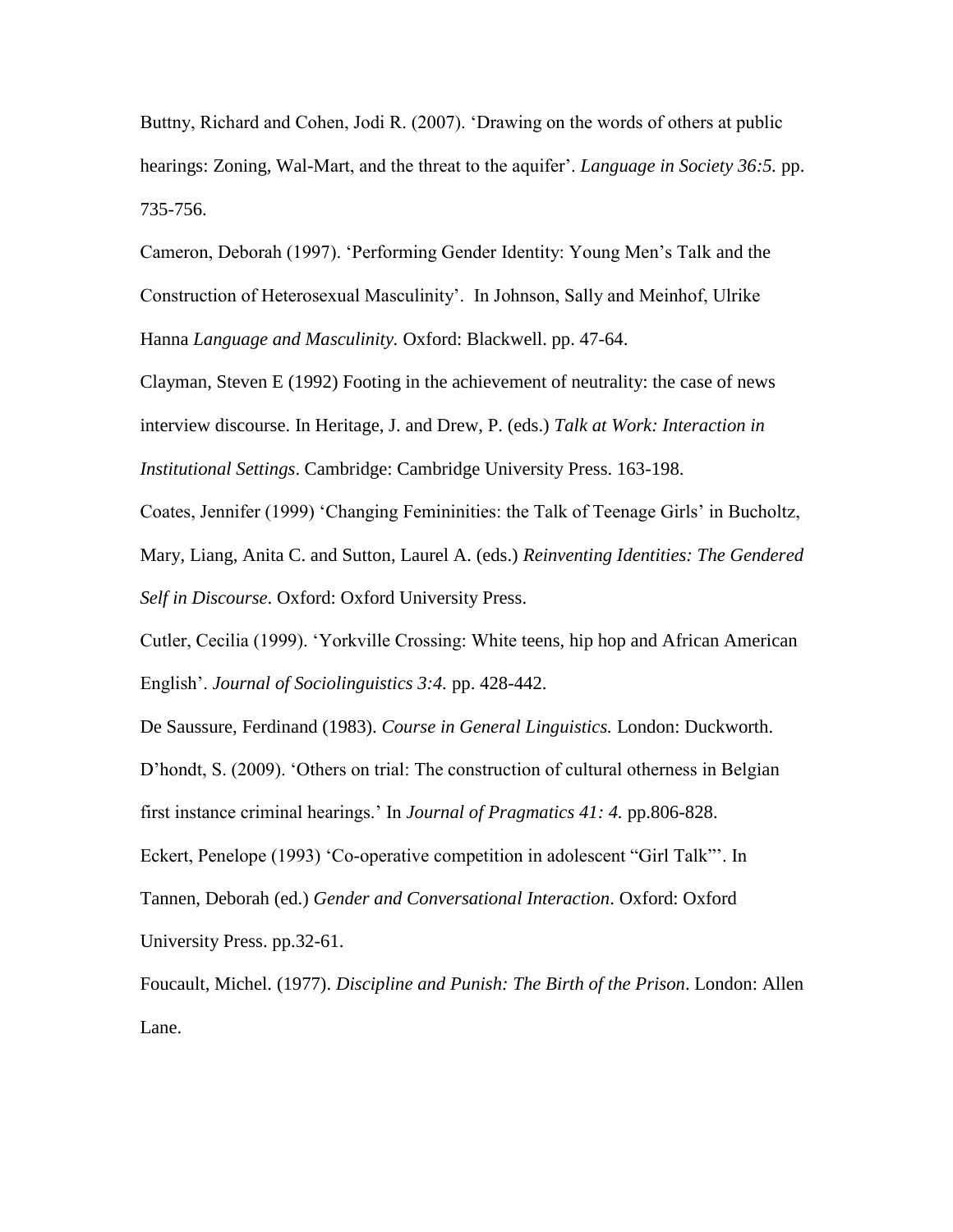Buttny, Richard and Cohen, Jodi R. (2007). ‘Drawing on the words of others at public hearings: Zoning, Wal-Mart, and the threat to the aquifer’. *Language in Society 36:5.* pp. 735-756.

Cameron, Deborah (1997). ‘Performing Gender Identity: Young Men’s Talk and the Construction of Heterosexual Masculinity’. In Johnson, Sally and Meinhof, Ulrike Hanna *Language and Masculinity.* Oxford: Blackwell. pp. 47-64.

Clayman, Steven E (1992) Footing in the achievement of neutrality: the case of news interview discourse. In Heritage, J. and Drew, P. (eds.) *Talk at Work: Interaction in Institutional Settings*. Cambridge: Cambridge University Press. 163-198.

Coates, Jennifer (1999) ‘Changing Femininities: the Talk of Teenage Girls’ in Bucholtz, Mary, Liang, Anita C. and Sutton, Laurel A. (eds.) *Reinventing Identities: The Gendered Self in Discourse*. Oxford: Oxford University Press.

Cutler, Cecilia (1999). ‘Yorkville Crossing: White teens, hip hop and African American English’. *Journal of Sociolinguistics 3:4.* pp. 428-442.

De Saussure, Ferdinand (1983). *Course in General Linguistics.* London: Duckworth.

D’hondt, S. (2009). ‘Others on trial: The construction of cultural otherness in Belgian first instance criminal hearings.’ In *Journal of Pragmatics 41: 4.* pp.806-828.

Eckert, Penelope (1993) ‘Co-operative competition in adolescent “Girl Talk”’. In Tannen, Deborah (ed.) *Gender and Conversational Interaction*. Oxford: Oxford University Press. pp.32-61.

Foucault, Michel. (1977). *Discipline and Punish: The Birth of the Prison*. London: Allen Lane.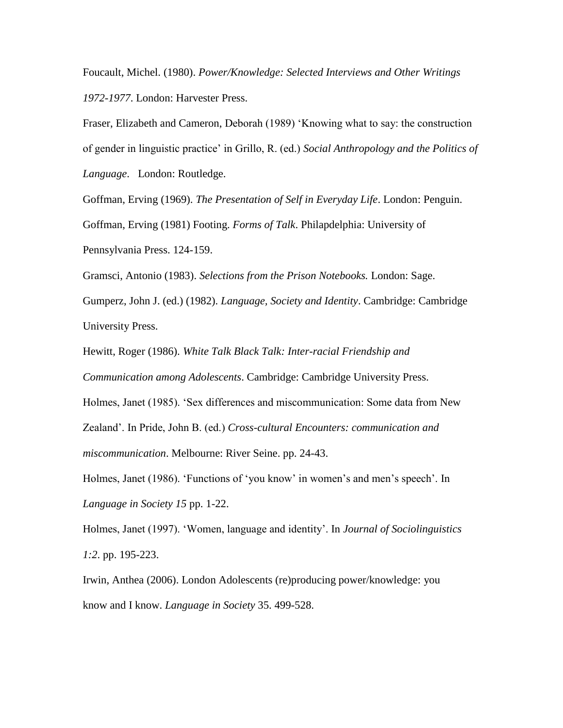Foucault, Michel. (1980). *Power/Knowledge: Selected Interviews and Other Writings 1972-1977*. London: Harvester Press.

Fraser, Elizabeth and Cameron, Deborah (1989) 'Knowing what to say: the construction of gender in linguistic practice' in Grillo, R. (ed.) *Social Anthropology and the Politics of Language*. London: Routledge.

Goffman, Erving (1969). *The Presentation of Self in Everyday Life*. London: Penguin.

Goffman, Erving (1981) Footing. *Forms of Talk*. Philapdelphia: University of Pennsylvania Press. 124-159.

Gramsci, Antonio (1983). *Selections from the Prison Notebooks.* London: Sage.

Gumperz, John J. (ed.) (1982). *Language, Society and Identity*. Cambridge: Cambridge University Press.

Hewitt, Roger (1986). *White Talk Black Talk: Inter-racial Friendship and Communication among Adolescents*. Cambridge: Cambridge University Press.

Holmes, Janet (1985). 'Sex differences and miscommunication: Some data from New Zealand'. In Pride, John B. (ed.) *Cross-cultural Encounters: communication and miscommunication*. Melbourne: River Seine. pp. 24-43.

Holmes, Janet (1986). 'Functions of 'you know' in women's and men's speech'. In *Language in Society 15* pp. 1-22.

Holmes, Janet (1997). 'Women, language and identity'. In *Journal of Sociolinguistics 1:2*. pp. 195-223.

Irwin, Anthea (2006). London Adolescents (re)producing power/knowledge: you know and I know. *Language in Society* 35. 499-528.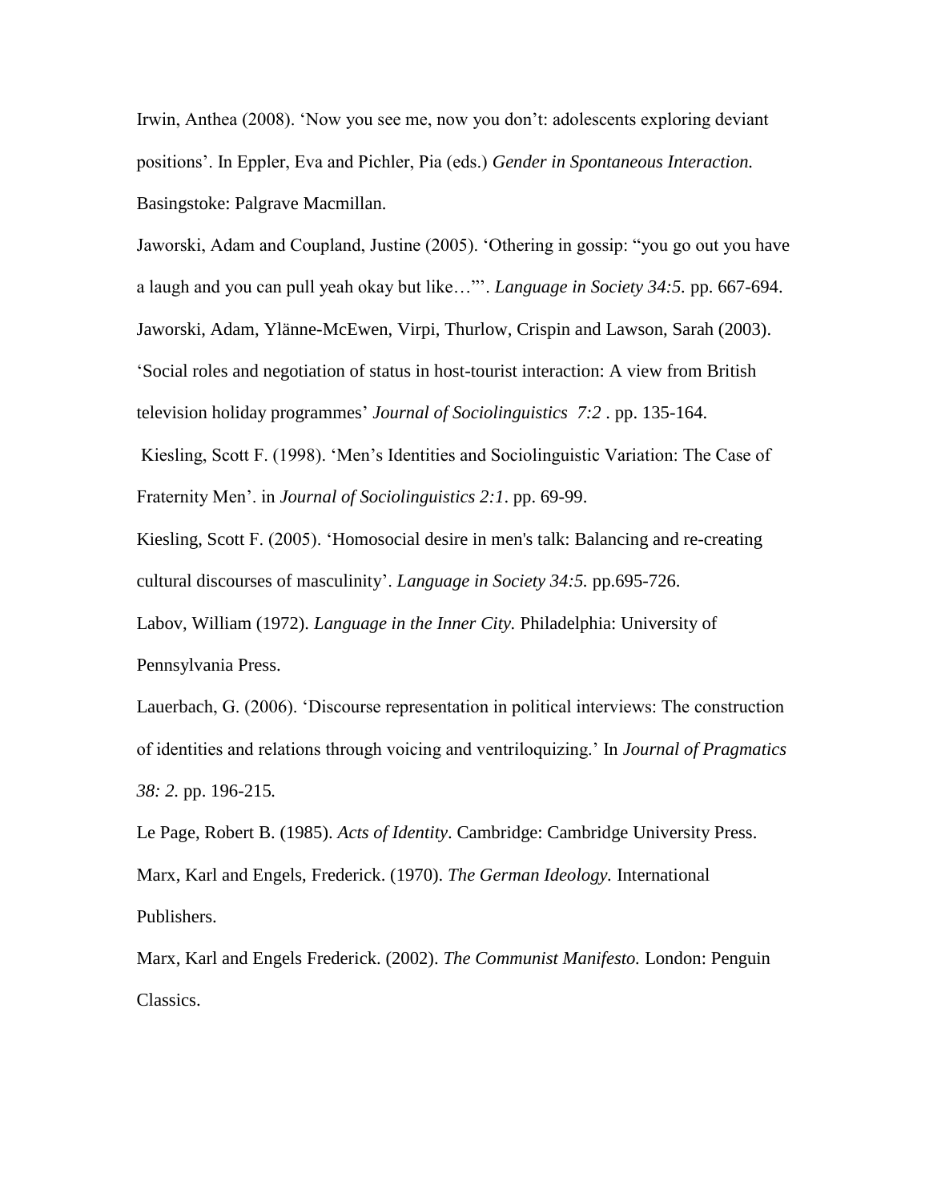Irwin, Anthea (2008). 'Now you see me, now you don't: adolescents exploring deviant positions'. In Eppler, Eva and Pichler, Pia (eds.) *Gender in Spontaneous Interaction.* Basingstoke: Palgrave Macmillan.

Jaworski, Adam and Coupland, Justine (2005). 'Othering in gossip: "you go out you have a laugh and you can pull yeah okay but like…"'. *Language in Society 34:5.* pp. 667-694.

Jaworski, Adam, Ylänne-McEwen, Virpi, Thurlow, Crispin and Lawson, Sarah (2003). 'Social roles and negotiation of status in host-tourist interaction: A view from British television holiday programmes' *Journal of Sociolinguistics 7:2* . pp. 135-164.

Kiesling, Scott F. (1998). 'Men's Identities and Sociolinguistic Variation: The Case of Fraternity Men'. in *Journal of Sociolinguistics 2:1*. pp. 69-99.

Kiesling, Scott F. (2005). 'Homosocial desire in men's talk: Balancing and re-creating cultural discourses of masculinity'. *Language in Society 34:5.* pp.695-726.

Labov, William (1972). *Language in the Inner City.* Philadelphia: University of Pennsylvania Press.

Lauerbach, G. (2006). 'Discourse representation in political interviews: The construction of identities and relations through voicing and ventriloquizing.' In *Journal of Pragmatics 38: 2.* pp. 196-215*.*

Le Page, Robert B. (1985). *Acts of Identity*. Cambridge: Cambridge University Press.

Marx, Karl and Engels, Frederick. (1970). *The German Ideology.* International Publishers.

Marx, Karl and Engels Frederick. (2002). *The Communist Manifesto.* London: Penguin Classics.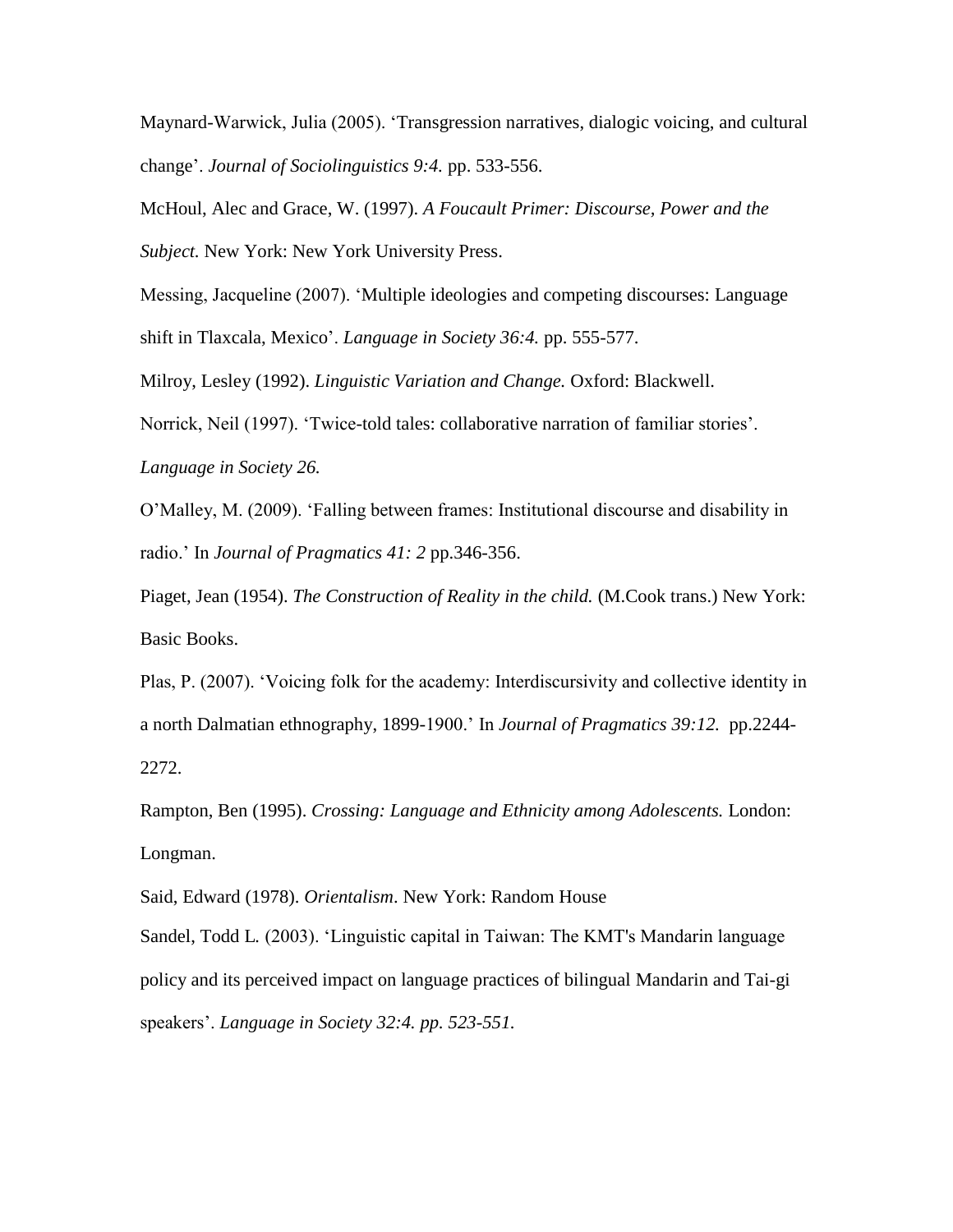Maynard-Warwick, Julia (2005). 'Transgression narratives, dialogic voicing, and cultural change'. *Journal of Sociolinguistics 9:4.* pp. 533-556.

McHoul, Alec and Grace, W. (1997). *A Foucault Primer: Discourse, Power and the Subject.* New York: New York University Press.

Messing, Jacqueline (2007). 'Multiple ideologies and competing discourses: Language shift in Tlaxcala, Mexico'. *Language in Society 36:4.* pp. 555-577.

Milroy, Lesley (1992). *Linguistic Variation and Change.* Oxford: Blackwell.

Norrick, Neil (1997). 'Twice-told tales: collaborative narration of familiar stories'. *Language in Society 26.*

O'Malley, M. (2009). 'Falling between frames: Institutional discourse and disability in radio.' In *Journal of Pragmatics 41: 2* pp.346-356.

Piaget, Jean (1954). *The Construction of Reality in the child.* (M.Cook trans.) New York: Basic Books.

Plas, P. (2007). 'Voicing folk for the academy: Interdiscursivity and collective identity in a north Dalmatian ethnography, 1899-1900.' In *Journal of Pragmatics 39:12.* pp.2244-2272.

Rampton, Ben (1995). *Crossing: Language and Ethnicity among Adolescents.* London: Longman.

Said, Edward (1978). *Orientalism*. New York: Random House

Sandel, Todd L. (2003). 'Linguistic capital in Taiwan: The KMT's Mandarin language policy and its perceived impact on language practices of bilingual Mandarin and Tai-gi speakers'. *Language in Society 32:4. pp. 523-551.*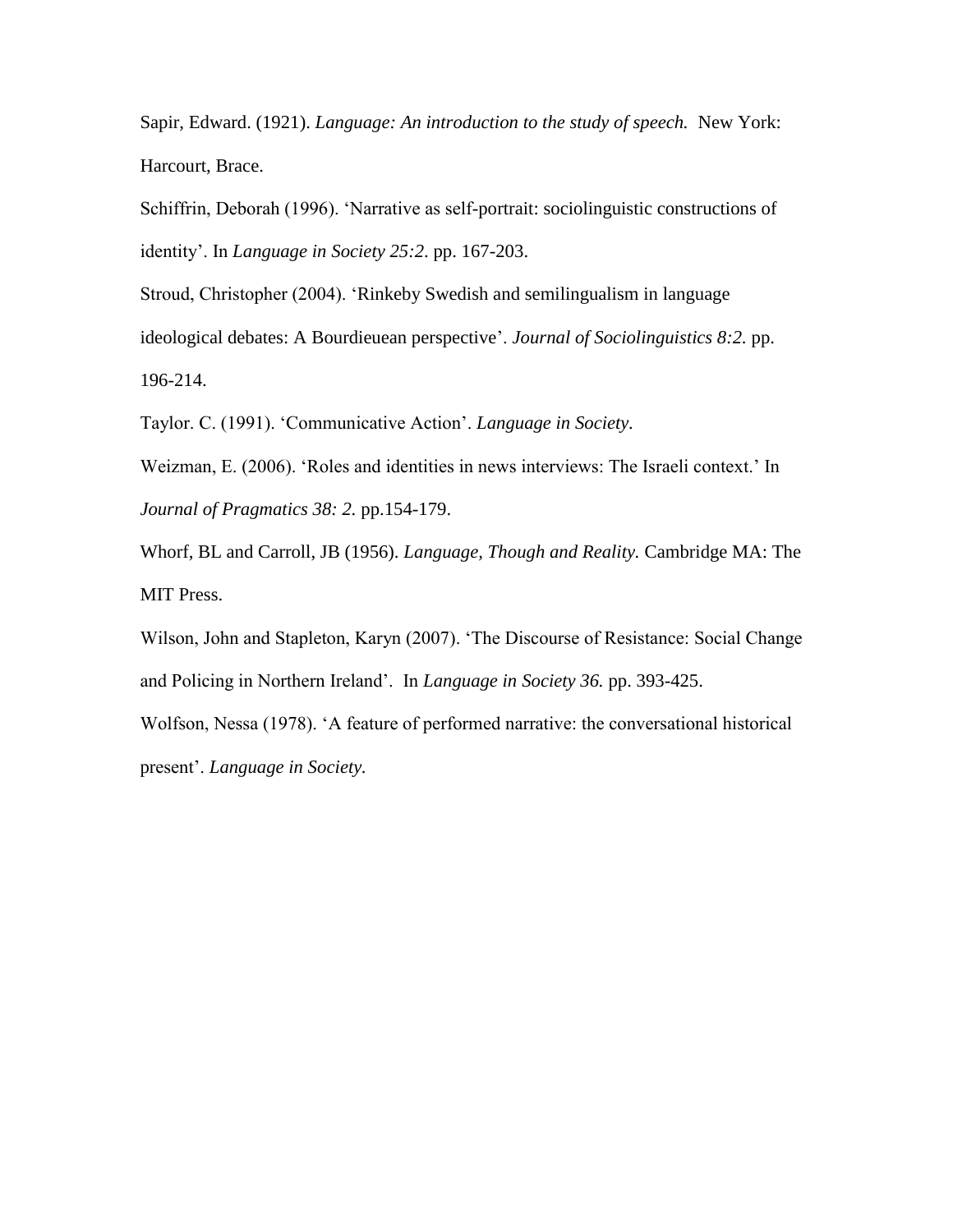Sapir, Edward. (1921). *Language: An introduction to the study of speech.* New York: Harcourt, Brace.

Schiffrin, Deborah (1996). 'Narrative as self-portrait: sociolinguistic constructions of identity'. In *Language in Society 25:2*. pp. 167-203.

Stroud, Christopher (2004). 'Rinkeby Swedish and semilingualism in language ideological debates: A Bourdieuean perspective'. *Journal of Sociolinguistics 8:2*. pp. 196-214.

Taylor. C. (1991). 'Communicative Action'. *Language in Society*.

Weizman, E. (2006). 'Roles and identities in news interviews: The Israeli context.' In *Journal of Pragmatics 38: 2*. pp.154-179.

Whorf, BL and Carroll, JB (1956). *Language, Though and Reality.* Cambridge MA: The MIT Press.

Wilson, John and Stapleton, Karyn (2007). 'The Discourse of Resistance: Social Change and Policing in Northern Ireland'. In *Language in Society 36.* pp. 393-425.

Wolfson, Nessa (1978). 'A feature of performed narrative: the conversational historical present'. *Language in Society.*